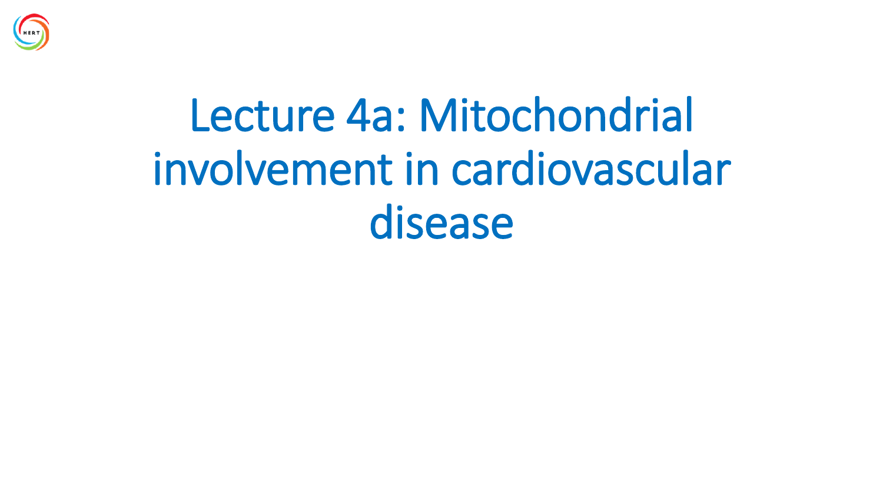# Lecture 4a: Mitochondrial involvement in cardiovascular disease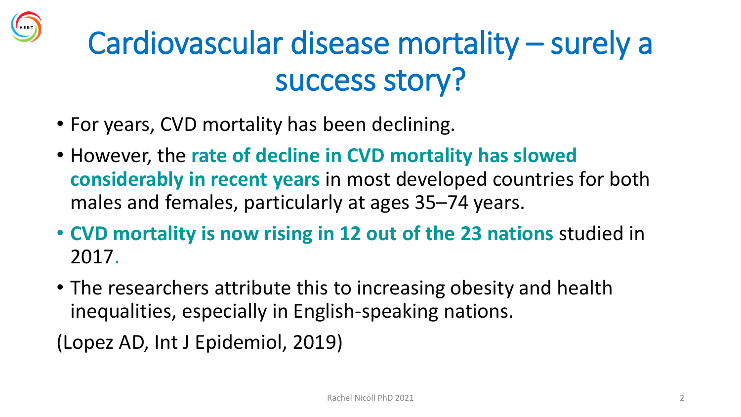# Cardiovascular disease mortality – surely a success story?

- For years, CVD mortality has been declining.
- However, the **rate of decline in CVD mortality has slowed considerably in recent years** in most developed countries for both males and females, particularly at ages 35–74 years.
- **CVD mortality is now rising in 12 out of the 23 nations** studied in 2017.
- The researchers attribute this to increasing obesity and health inequalities, especially in English-speaking nations.

(Lopez AD, Int J Epidemiol, 2019)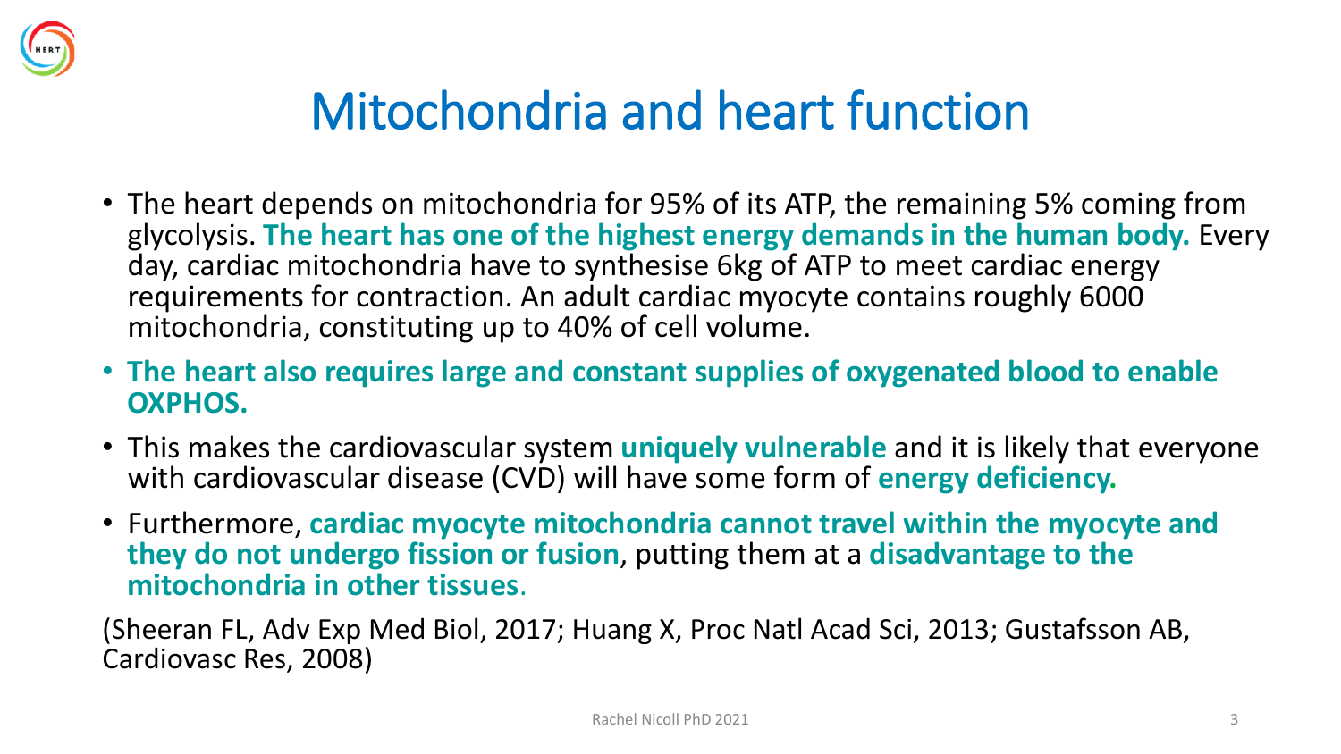# Mitochondria and heart function

- The heart depends on mitochondria for 95% of its ATP, the remaining 5% coming from glycolysis. **The heart has one of the highest energy demands in the human body.** Every day, cardiac mitochondria have to synthesise 6kg of ATP to meet cardiac energy requirements for contraction. An adult cardiac myocyte contains roughly 6000 mitochondria, constituting up to 40% of cell volume.
- **The heart also requires large and constant supplies of oxygenated blood to enable OXPHOS.**
- This makes the cardiovascular system **uniquely vulnerable** and it is likely that everyone with cardiovascular disease (CVD) will have some form of **energy deficiency.**
- Furthermore, **cardiac myocyte mitochondria cannot travel within the myocyte and they do not undergo fission or fusion**, putting them at a **disadvantage to the mitochondria in other tissues**.

(Sheeran FL, Adv Exp Med Biol, 2017; Huang X, Proc Natl Acad Sci, 2013; Gustafsson AB, Cardiovasc Res, 2008)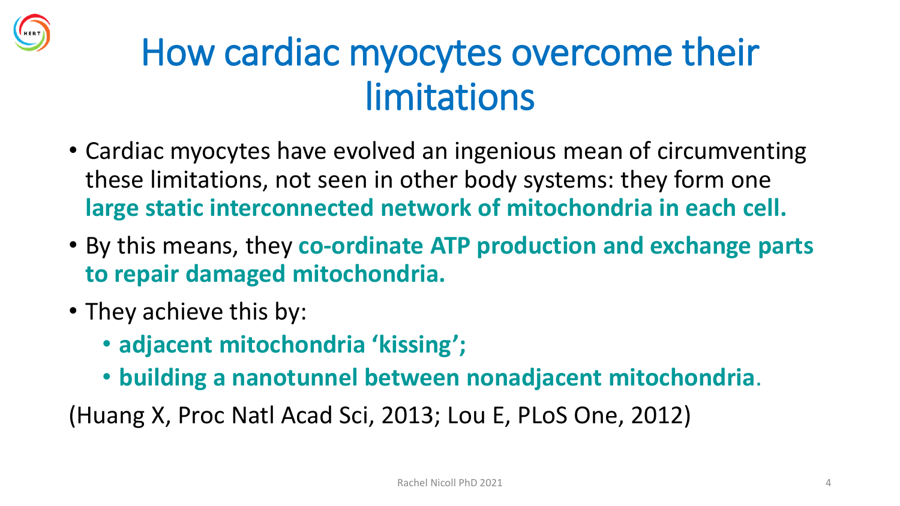# How cardiac myocytes overcome their limitations

- Cardiac myocytes have evolved an ingenious mean of circumventing these limitations, not seen in other body systems: they form one **large static interconnected network of mitochondria in each cell.**
- By this means, they **co-ordinate ATP production and exchange parts to repair damaged mitochondria.**
- They achieve this by:
  - **adjacent mitochondria 'kissing';**
  - **building a nanotunnel between nonadjacent mitochondria**.

(Huang X, Proc Natl Acad Sci, 2013; Lou E, PLoS One, 2012)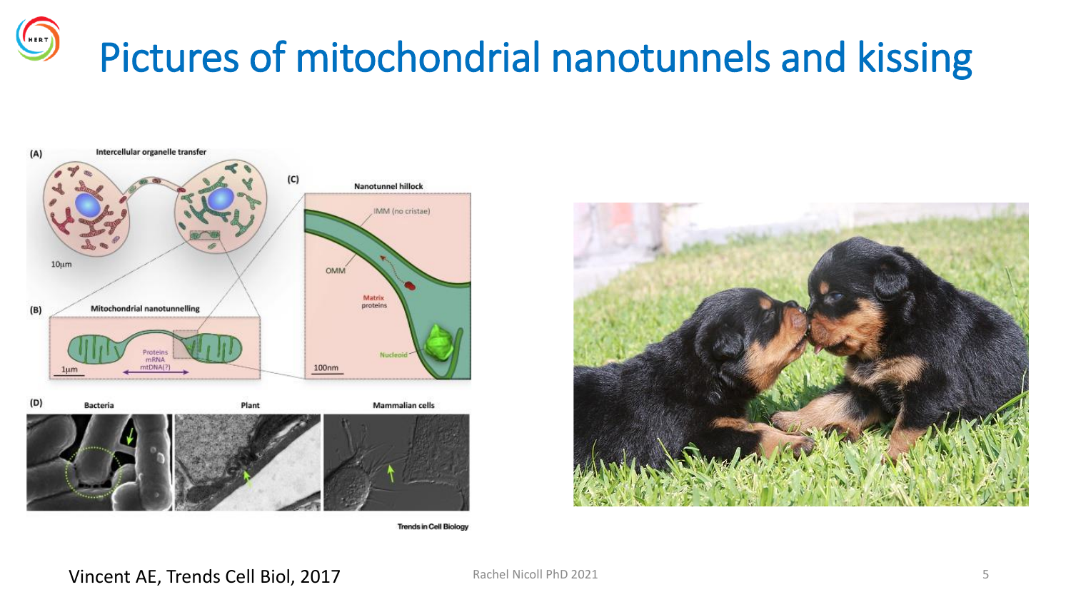# Pictures of mitochondrial nanotunnels and kissing

Vincent AE, Trends Cell Biol, 2017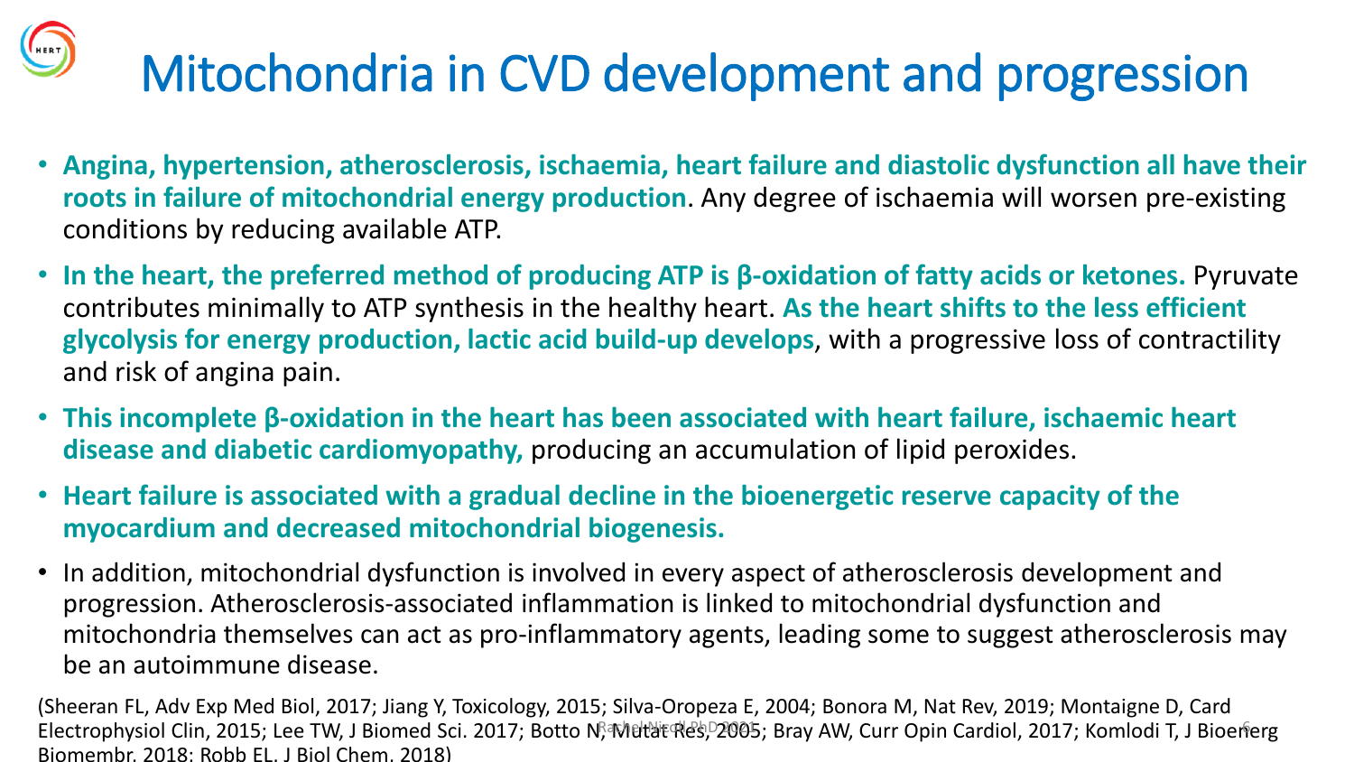# Mitochondria in CVD development and progression

- **Angina, hypertension, atherosclerosis, ischaemia, heart failure and diastolic dysfunction all have their roots in failure of mitochondrial energy production**. Any degree of ischaemia will worsen pre-existing conditions by reducing available ATP.
- **In the heart, the preferred method of producing ATP is β-oxidation of fatty acids or ketones.** Pyruvate contributes minimally to ATP synthesis in the healthy heart. **As the heart shifts to the less efficient glycolysis for energy production, lactic acid build-up develops**, with a progressive loss of contractility and risk of angina pain.
- **This incomplete β-oxidation in the heart has been associated with heart failure, ischaemic heart disease and diabetic cardiomyopathy,** producing an accumulation of lipid peroxides.
- **Heart failure is associated with a gradual decline in the bioenergetic reserve capacity of the myocardium and decreased mitochondrial biogenesis.**
- In addition, mitochondrial dysfunction is involved in every aspect of atherosclerosis development and progression. Atherosclerosis-associated inflammation is linked to mitochondrial dysfunction and mitochondria themselves can act as pro-inflammatory agents, leading some to suggest atherosclerosis may be an autoimmune disease.

(Sheeran FL, Adv Exp Med Biol, 2017; Jiang Y, Toxicology, 2015; Silva-Oropeza E, 2004; Bonora M, Nat Rev, 2019; Montaigne D, Card Electrophysiol Clin, 2015; Lee TW, J Biomed Sci. 2017; Botto N, Mutat Res, 2005; Bray AW, Curr Opin Cardiol, 2017; Komlodi T, J Bioenerg Biomembr, 2018; Robb EL, J Biol Chem, 2018)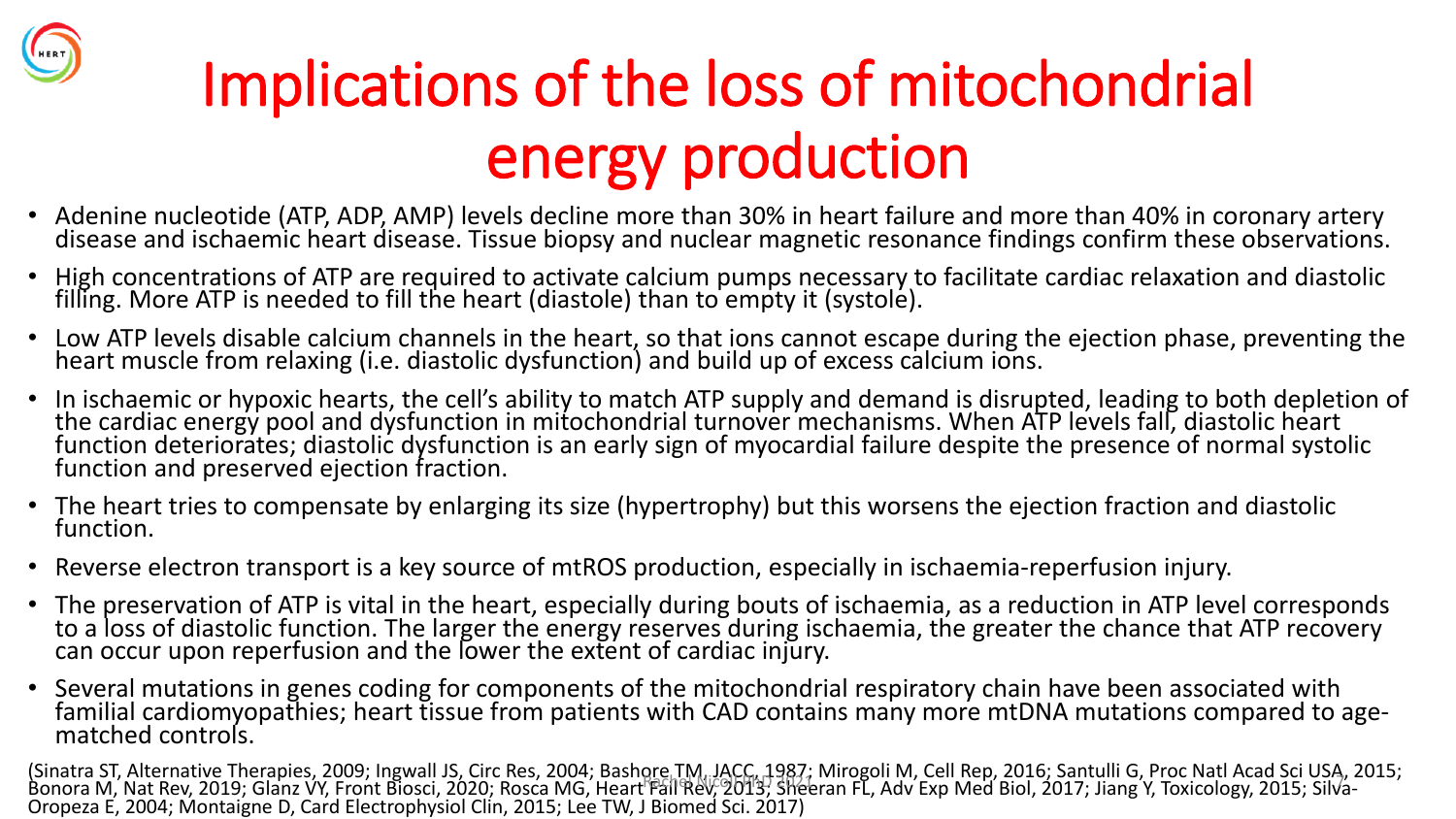# Implications of the loss of mitochondrial energy production

- Adenine nucleotide (ATP, ADP, AMP) levels decline more than 30% in heart failure and more than 40% in coronary artery disease and ischaemic heart disease. Tissue biopsy and nuclear magnetic resonance findings confirm these observations.
- High concentrations of ATP are required to activate calcium pumps necessary to facilitate cardiac relaxation and diastolic filling. More ATP is needed to fill the heart (diastole) than to empty it (systole).
- Low ATP levels disable calcium channels in the heart, so that ions cannot escape during the ejection phase, preventing the heart muscle from relaxing (i.e. diastolic dysfunction) and build up of excess calcium ions.
- In ischaemic or hypoxic hearts, the cell's ability to match ATP supply and demand is disrupted, leading to both depletion of the cardiac energy pool and dysfunction in mitochondrial turnover mechanisms. When ATP levels fall, diastolic heart function deteriorates; diastolic dysfunction is an early sign of myocardial failure despite the presence of normal systolic function and preserved ejection fraction.
- The heart tries to compensate by enlarging its size (hypertrophy) but this worsens the ejection fraction and diastolic function.
- Reverse electron transport is a key source of mtROS production, especially in ischaemia-reperfusion injury.
- The preservation of ATP is vital in the heart, especially during bouts of ischaemia, as a reduction in ATP level corresponds to a loss of diastolic function. The larger the energy reserves during ischaemia, the greater the chance that ATP recovery can occur upon reperfusion and the lower the extent of cardiac injury.
- Several mutations in genes coding for components of the mitochondrial respiratory chain have been associated with familial cardiomyopathies; heart tissue from patients with CAD contains many more mtDNA mutations compared to age-matched controls.

(Sinatra ST, Alternative Therapies, 2009; Ingwall JS, Circ Res, 2004; Bashore TM, JACC, 1987; Mirogoli M, Cell Rep, 2016; Santulli G, Proc Natl Acad Sci USA, 2015; Bonora M, Nat Rev, 2019; Glanz VY, Front Biosci, 2020; Rosca MG, Heart Fail Rev, 2013; Sheeran FL, Adv Exp Med Biol, 2017; Jiang Y, Toxicology, 2015; Silva-Oropeza E, 2004; Montaigne D, Card Electrophysiol Clin, 2015; Lee TW, J Biomed Sci. 2017)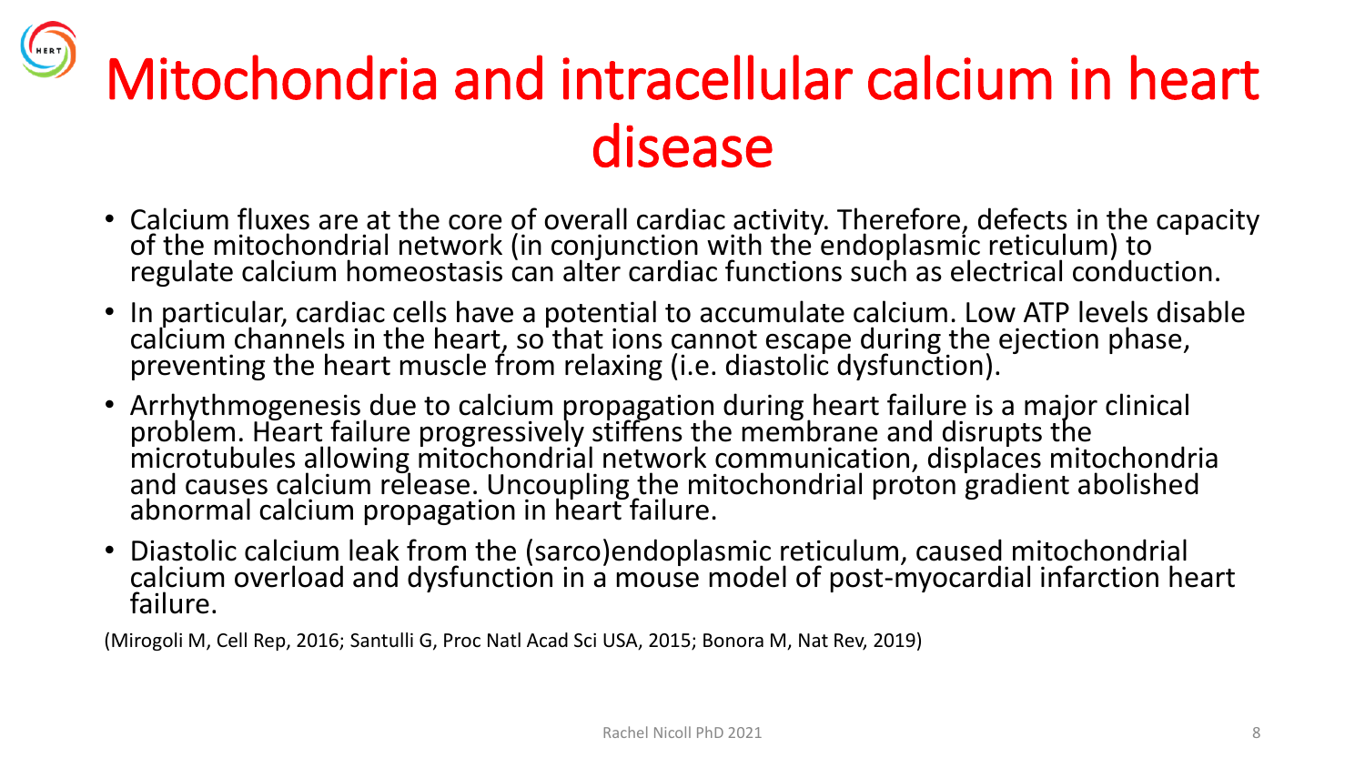# Mitochondria and intracellular calcium in heart disease

- Calcium fluxes are at the core of overall cardiac activity. Therefore, defects in the capacity of the mitochondrial network (in conjunction with the endoplasmic reticulum) to regulate calcium homeostasis can alter cardiac functions such as electrical conduction.
- In particular, cardiac cells have a potential to accumulate calcium. Low ATP levels disable calcium channels in the heart, so that ions cannot escape during the ejection phase, preventing the heart muscle from relaxing (i.e. diastolic dysfunction).
- Arrhythmogenesis due to calcium propagation during heart failure is a major clinical problem. Heart failure progressively stiffens the membrane and disrupts the microtubules allowing mitochondrial network communication, displaces mitochondria and causes calcium release. Uncoupling the mitochondrial proton gradient abolished abnormal calcium propagation in heart failure.
- Diastolic calcium leak from the (sarco)endoplasmic reticulum, caused mitochondrial calcium overload and dysfunction in a mouse model of post-myocardial infarction heart failure.

(Mirogoli M, Cell Rep, 2016; Santulli G, Proc Natl Acad Sci USA, 2015; Bonora M, Nat Rev, 2019)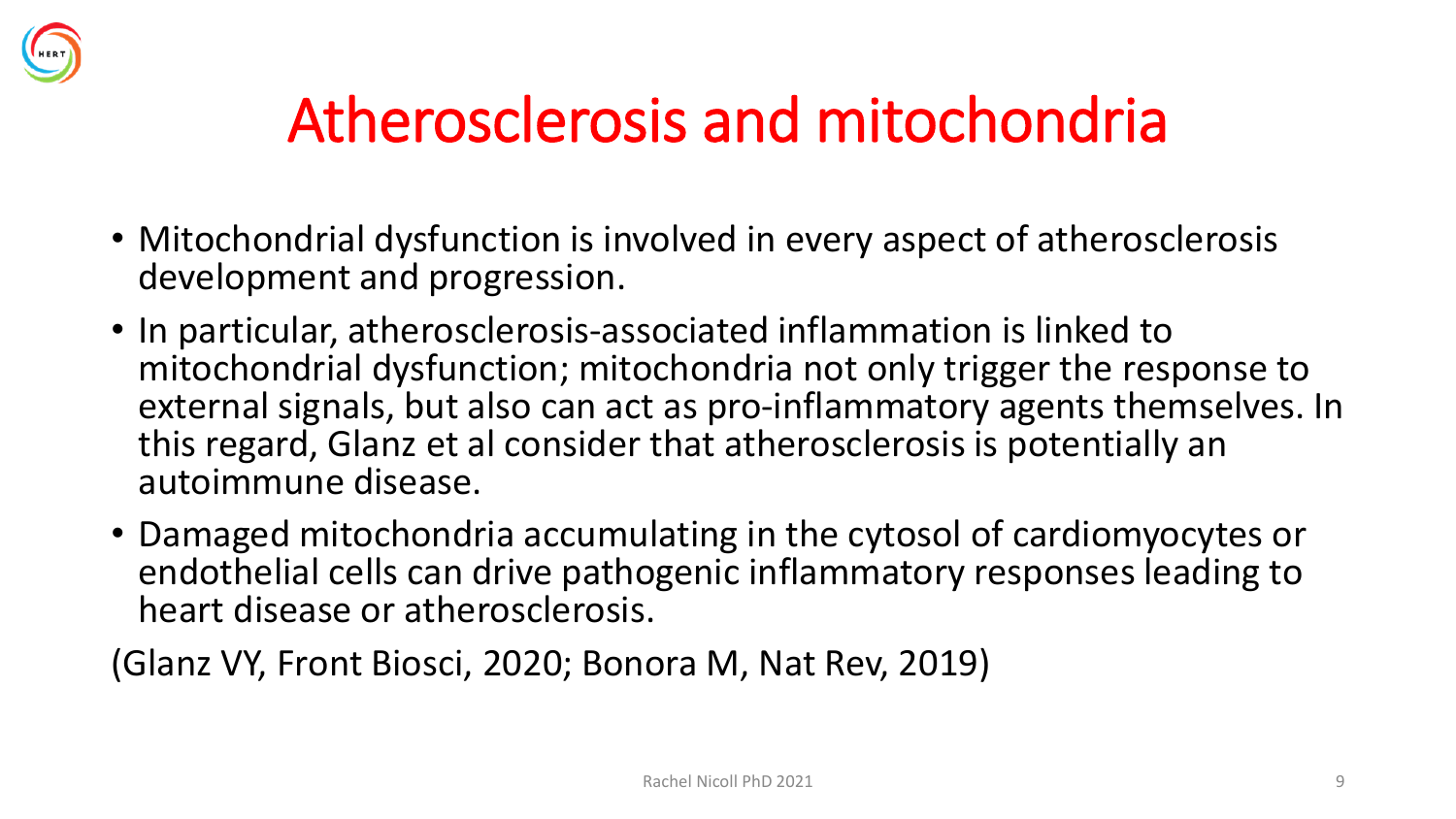# Atherosclerosis and mitochondria

- Mitochondrial dysfunction is involved in every aspect of atherosclerosis development and progression.
- In particular, atherosclerosis-associated inflammation is linked to mitochondrial dysfunction; mitochondria not only trigger the response to external signals, but also can act as pro-inflammatory agents themselves. In this regard, Glanz et al consider that atherosclerosis is potentially an autoimmune disease.
- Damaged mitochondria accumulating in the cytosol of cardiomyocytes or endothelial cells can drive pathogenic inflammatory responses leading to heart disease or atherosclerosis.

(Glanz VY, Front Biosci, 2020; Bonora M, Nat Rev, 2019)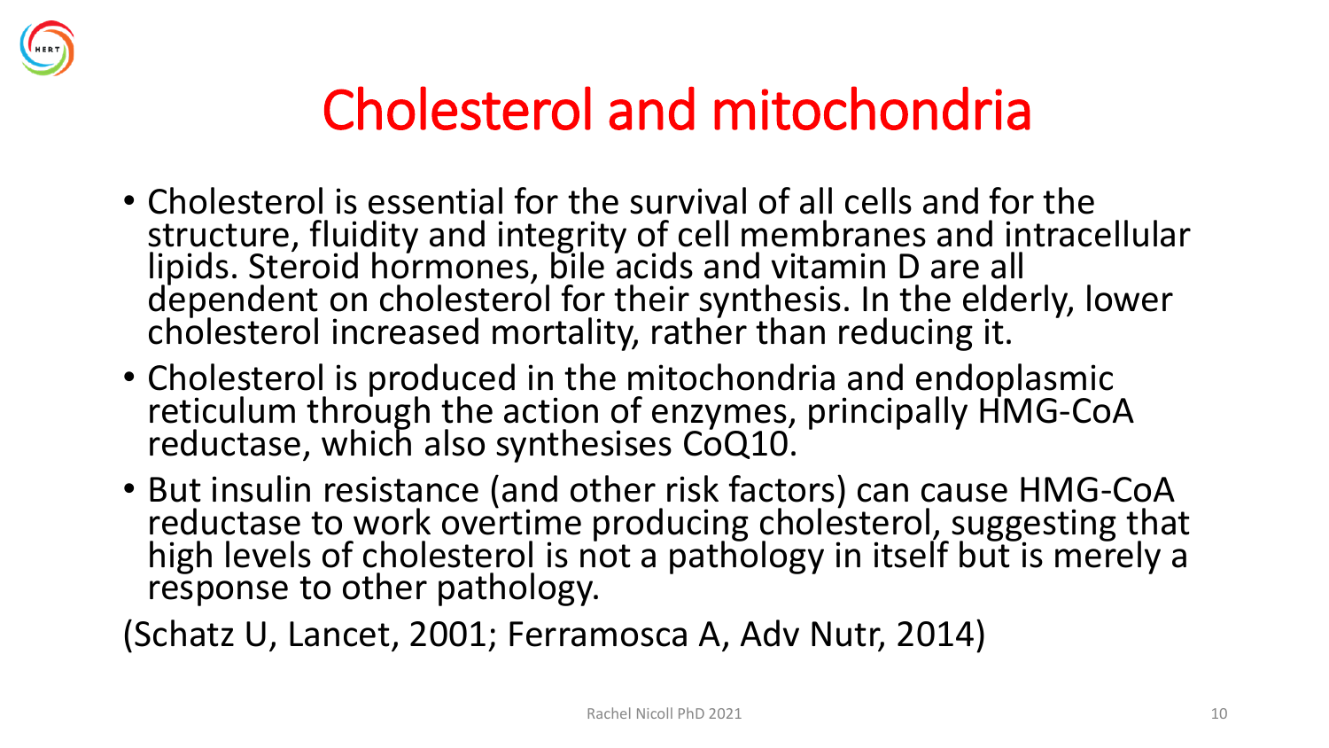# Cholesterol and mitochondria

- Cholesterol is essential for the survival of all cells and for the structure, fluidity and integrity of cell membranes and intracellular lipids. Steroid hormones, bile acids and vitamin D are all dependent on cholesterol for their synthesis. In the elderly, lower cholesterol increased mortality, rather than reducing it.
- Cholesterol is produced in the mitochondria and endoplasmic reticulum through the action of enzymes, principally HMG-CoA reductase, which also synthesises CoQ10.
- But insulin resistance (and other risk factors) can cause HMG-CoA reductase to work overtime producing cholesterol, suggesting that high levels of cholesterol is not a pathology in itself but is merely a response to other pathology.

(Schatz U, Lancet, 2001; Ferramosca A, Adv Nutr, 2014)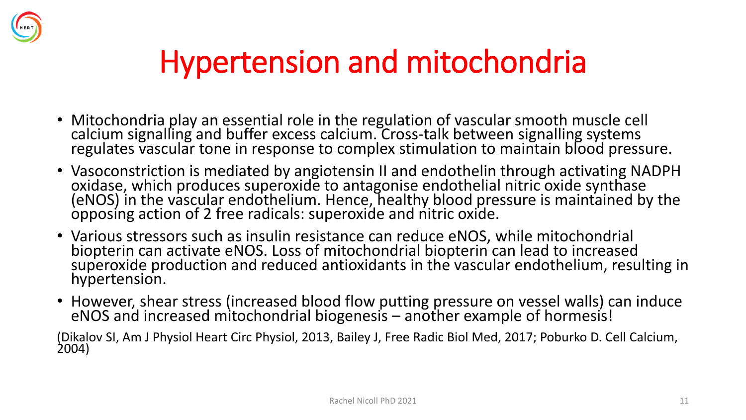# Hypertension and mitochondria

- Mitochondria play an essential role in the regulation of vascular smooth muscle cell calcium signalling and buffer excess calcium. Cross-talk between signalling systems regulates vascular tone in response to complex stimulation to maintain blood pressure.
- Vasoconstriction is mediated by angiotensin II and endothelin through activating NADPH oxidase, which produces superoxide to antagonise endothelial nitric oxide synthase (eNOS) in the vascular endothelium. Hence, healthy blood pressure is maintained by the opposing action of 2 free radicals: superoxide and nitric oxide.
- Various stressors such as insulin resistance can reduce eNOS, while mitochondrial biopterin can activate eNOS. Loss of mitochondrial biopterin can lead to increased superoxide production and reduced antioxidants in the vascular endothelium, resulting in hypertension.
- However, shear stress (increased blood flow putting pressure on vessel walls) can induce eNOS and increased mitochondrial biogenesis – another example of hormesis!

(Dikalov SI, Am J Physiol Heart Circ Physiol, 2013, Bailey J, Free Radic Biol Med, 2017; Poburko D. Cell Calcium, 2004)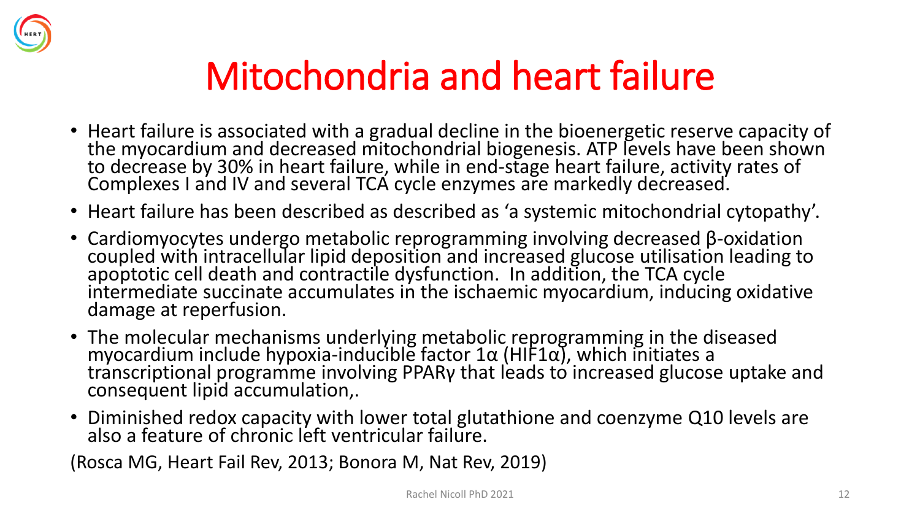# Mitochondria and heart failure

- Heart failure is associated with a gradual decline in the bioenergetic reserve capacity of the myocardium and decreased mitochondrial biogenesis. ATP levels have been shown to decrease by 30% in heart failure, while in end-stage heart failure, activity rates of Complexes I and IV and several TCA cycle enzymes are markedly decreased.
- Heart failure has been described as described as 'a systemic mitochondrial cytopathy'.
- Cardiomyocytes undergo metabolic reprogramming involving decreased β-oxidation coupled with intracellular lipid deposition and increased glucose utilisation leading to apoptotic cell death and contractile dysfunction. In addition, the TCA cycle intermediate succinate accumulates in the ischaemic myocardium, inducing oxidative damage at reperfusion.
- The molecular mechanisms underlying metabolic reprogramming in the diseased myocardium include hypoxia-inducible factor 1α (HIF1α), which initiates a transcriptional programme involving PPARγ that leads to increased glucose uptake and consequent lipid accumulation,.
- Diminished redox capacity with lower total glutathione and coenzyme Q10 levels are also a feature of chronic left ventricular failure.

(Rosca MG, Heart Fail Rev, 2013; Bonora M, Nat Rev, 2019)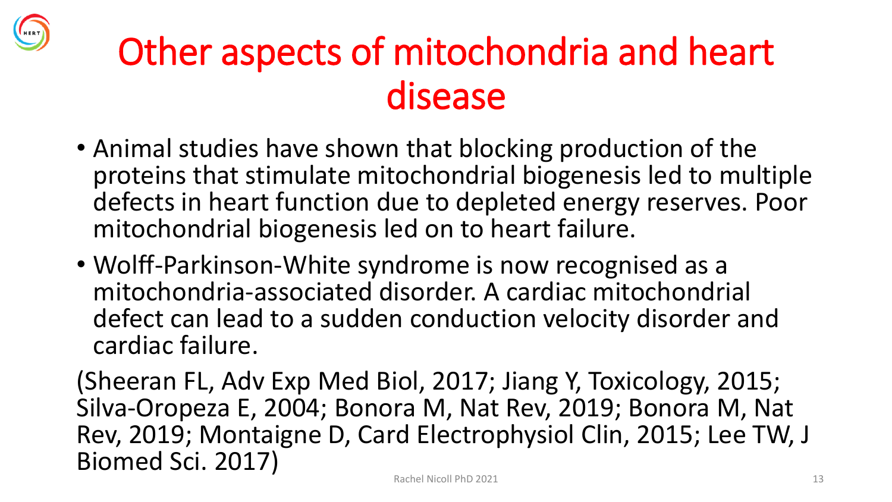# Other aspects of mitochondria and heart disease

- Animal studies have shown that blocking production of the proteins that stimulate mitochondrial biogenesis led to multiple defects in heart function due to depleted energy reserves. Poor mitochondrial biogenesis led on to heart failure.
- Wolff-Parkinson-White syndrome is now recognised as a mitochondria-associated disorder. A cardiac mitochondrial defect can lead to a sudden conduction velocity disorder and cardiac failure.

(Sheeran FL, Adv Exp Med Biol, 2017; Jiang Y, Toxicology, 2015; Silva-Oropeza E, 2004; Bonora M, Nat Rev, 2019; Bonora M, Nat Rev, 2019; Montaigne D, Card Electrophysiol Clin, 2015; Lee TW, J Biomed Sci. 2017)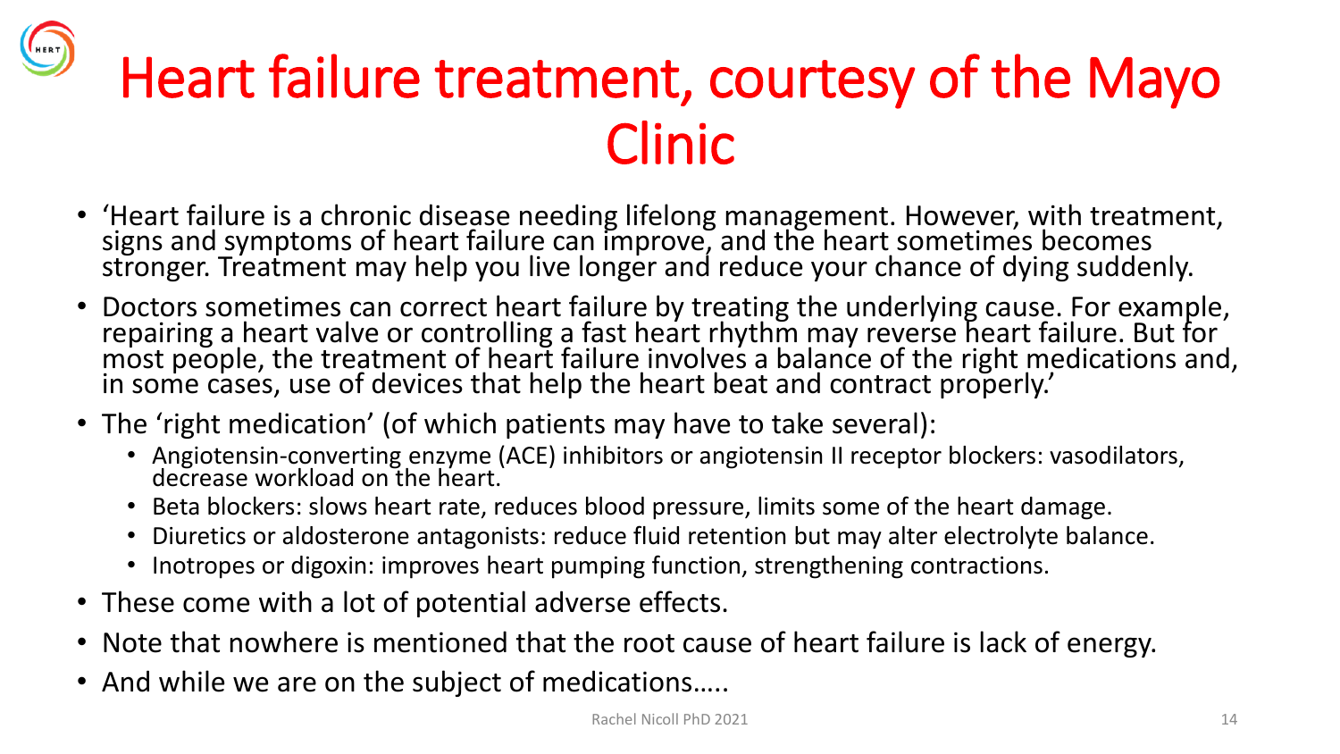# Heart failure treatment, courtesy of the Mayo Clinic

- 'Heart failure is a chronic disease needing lifelong management. However, with treatment, signs and symptoms of heart failure can improve, and the heart sometimes becomes stronger. Treatment may help you live longer and reduce your chance of dying suddenly.
- Doctors sometimes can correct heart failure by treating the underlying cause. For example, repairing a heart valve or controlling a fast heart rhythm may reverse heart failure. But for most people, the treatment of heart failure involves a balance of the right medications and, in some cases, use of devices that help the heart beat and contract properly.'
- The 'right medication' (of which patients may have to take several):
  - Angiotensin-converting enzyme (ACE) inhibitors or angiotensin II receptor blockers: vasodilators, decrease workload on the heart.
  - Beta blockers: slows heart rate, reduces blood pressure, limits some of the heart damage.
  - Diuretics or aldosterone antagonists: reduce fluid retention but may alter electrolyte balance.
  - Inotropes or digoxin: improves heart pumping function, strengthening contractions.
- These come with a lot of potential adverse effects.
- Note that nowhere is mentioned that the root cause of heart failure is lack of energy.
- And while we are on the subject of medications…..

Rachel Nicoll PhD 2021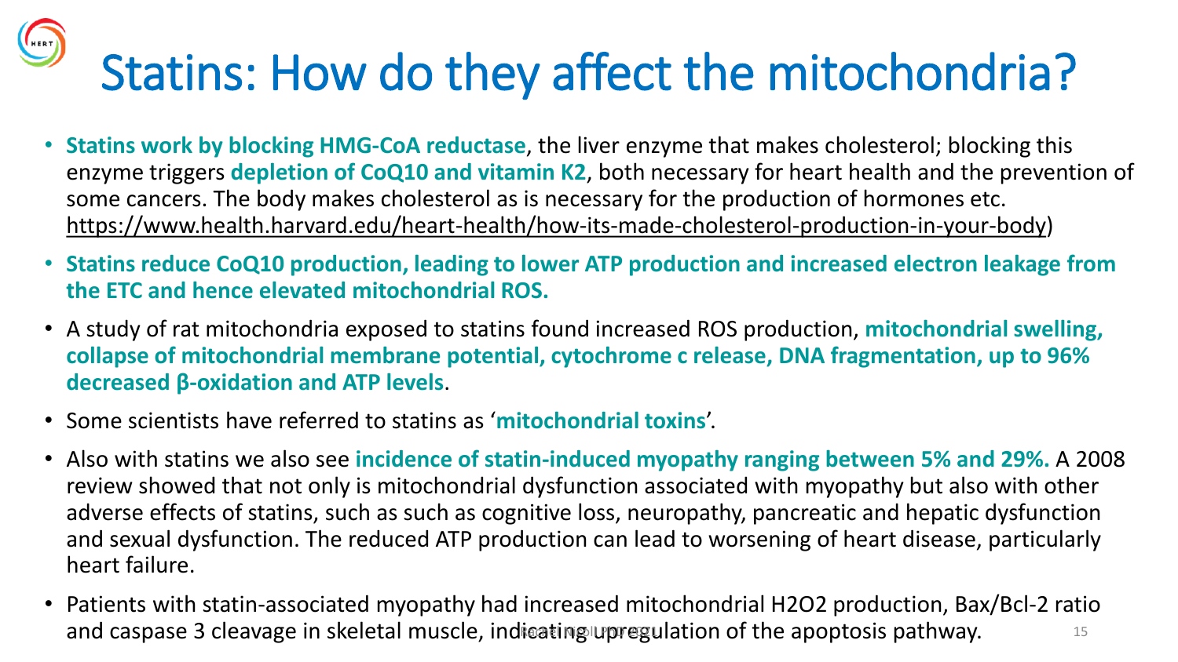# Statins: How do they affect the mitochondria?

- **Statins work by blocking HMG-CoA reductase**, the liver enzyme that makes cholesterol; blocking this enzyme triggers **depletion of CoQ10 and vitamin K2**, both necessary for heart health and the prevention of some cancers. The body makes cholesterol as is necessary for the production of hormones etc. https://www.health.harvard.edu/heart-health/how-its-made-cholesterol-production-in-your-body)
- **Statins reduce CoQ10 production, leading to lower ATP production and increased electron leakage from the ETC and hence elevated mitochondrial ROS.**
- A study of rat mitochondria exposed to statins found increased ROS production, **mitochondrial swelling, collapse of mitochondrial membrane potential, cytochrome c release, DNA fragmentation, up to 96% decreased β-oxidation and ATP levels**.
- Some scientists have referred to statins as '**mitochondrial toxins**'.
- Also with statins we also see **incidence of statin-induced myopathy ranging between 5% and 29%.** A 2008 review showed that not only is mitochondrial dysfunction associated with myopathy but also with other adverse effects of statins, such as such as cognitive loss, neuropathy, pancreatic and hepatic dysfunction and sexual dysfunction. The reduced ATP production can lead to worsening of heart disease, particularly heart failure.
- Patients with statin-associated myopathy had increased mitochondrial $H_2O_2$ production, Bax/Bcl-2 ratio and caspase 3 cleavage in skeletal muscle, indicating upregulation of the apoptosis pathway.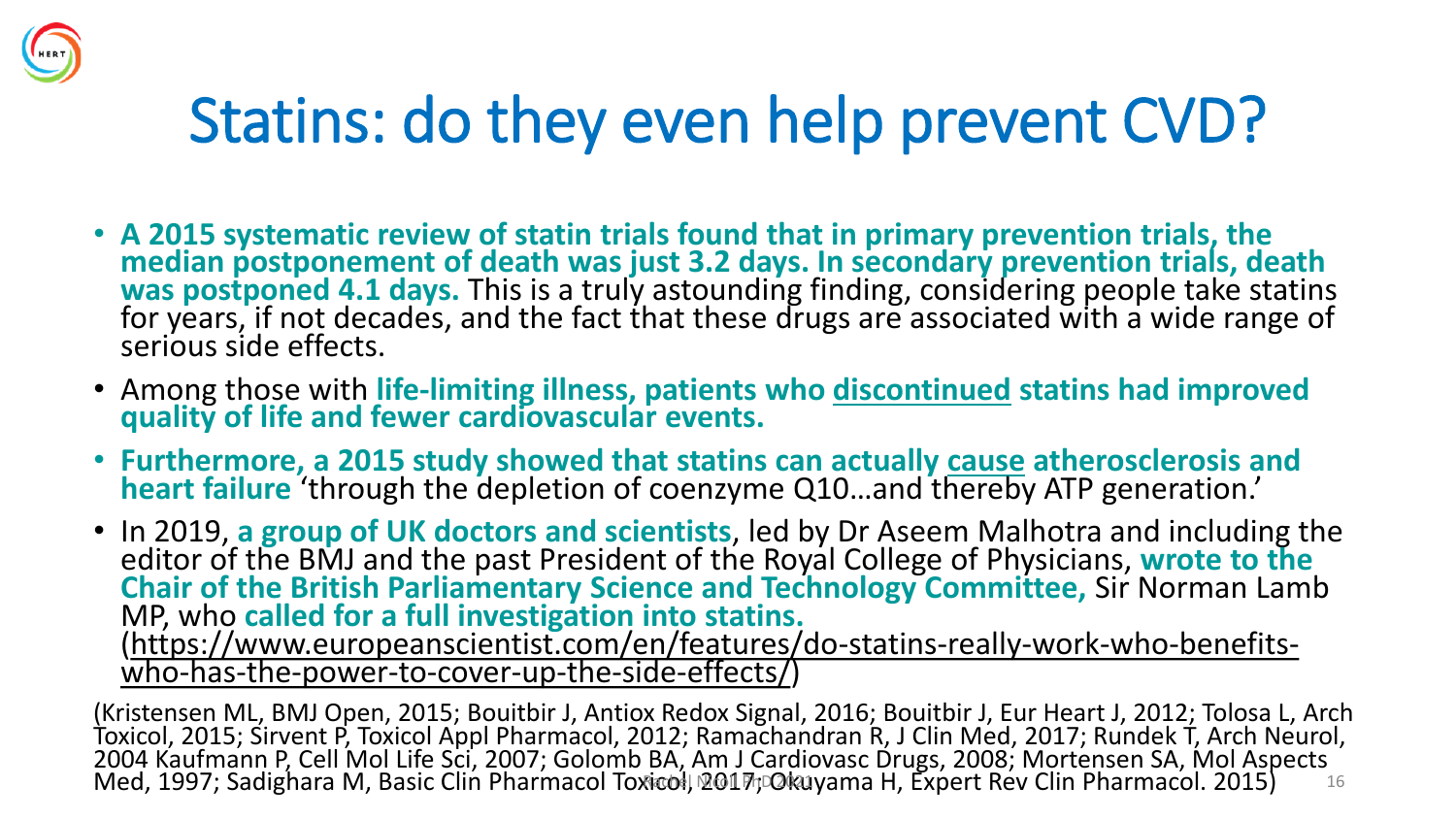# Statins: do they even help prevent CVD?

- **A 2015 systematic review of statin trials found that in primary prevention trials, the median postponement of death was just 3.2 days. In secondary prevention trials, death was postponed 4.1 days.** This is a truly astounding finding, considering people take statins for years, if not decades, and the fact that these drugs are associated with a wide range of serious side effects.
- Among those with **life-limiting illness, patients who discontinued statins had improved quality of life and fewer cardiovascular events.**
- **Furthermore, a 2015 study showed that statins can actually cause atherosclerosis and heart failure** 'through the depletion of coenzyme Q10…and thereby ATP generation.'
- In 2019, **a group of UK doctors and scientists**, led by Dr Aseem Malhotra and including the editor of the BMJ and the past President of the Royal College of Physicians, **wrote to the Chair of the British Parliamentary Science and Technology Committee,** Sir Norman Lamb MP, who **called for a full investigation into statins.** (https://www.europeanscientist.com/en/features/do-statins-really-work-who-benefits-who-has-the-power-to-cover-up-the-side-effects/)

(Kristensen ML, BMJ Open, 2015; Bouitbir J, Antiox Redox Signal, 2016; Bouitbir J, Eur Heart J, 2012; Tolosa L, Arch Toxicol, 2015; Sirvent P, Toxicol Appl Pharmacol, 2012; Ramachandran R, J Clin Med, 2017; Rundek T, Arch Neurol, 2004 Kaufmann P, Cell Mol Life Sci, 2007; Golomb BA, Am J Cardiovasc Drugs, 2008; Mortensen SA, Mol Aspects Med, 1997; Sadighara M, Basic Clin Pharmacol Toxicol, 2017; Okuyama H, Expert Rev Clin Pharmacol. 2015)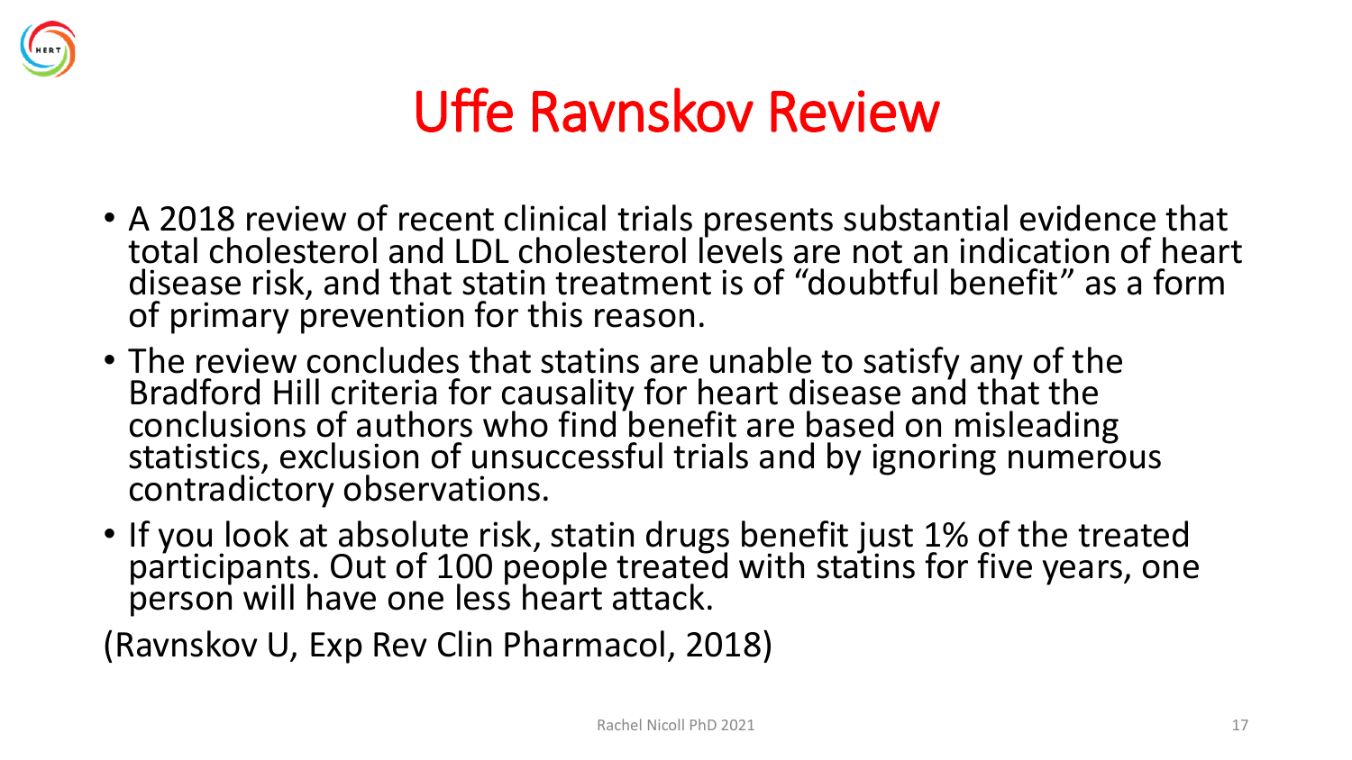# Uffe Ravnskov Review

- A 2018 review of recent clinical trials presents substantial evidence that total cholesterol and LDL cholesterol levels are not an indication of heart disease risk, and that statin treatment is of "doubtful benefit" as a form of primary prevention for this reason.
- The review concludes that statins are unable to satisfy any of the Bradford Hill criteria for causality for heart disease and that the conclusions of authors who find benefit are based on misleading statistics, exclusion of unsuccessful trials and by ignoring numerous contradictory observations.
- If you look at absolute risk, statin drugs benefit just 1% of the treated participants. Out of 100 people treated with statins for five years, one person will have one less heart attack.

(Ravnskov U, Exp Rev Clin Pharmacol, 2018)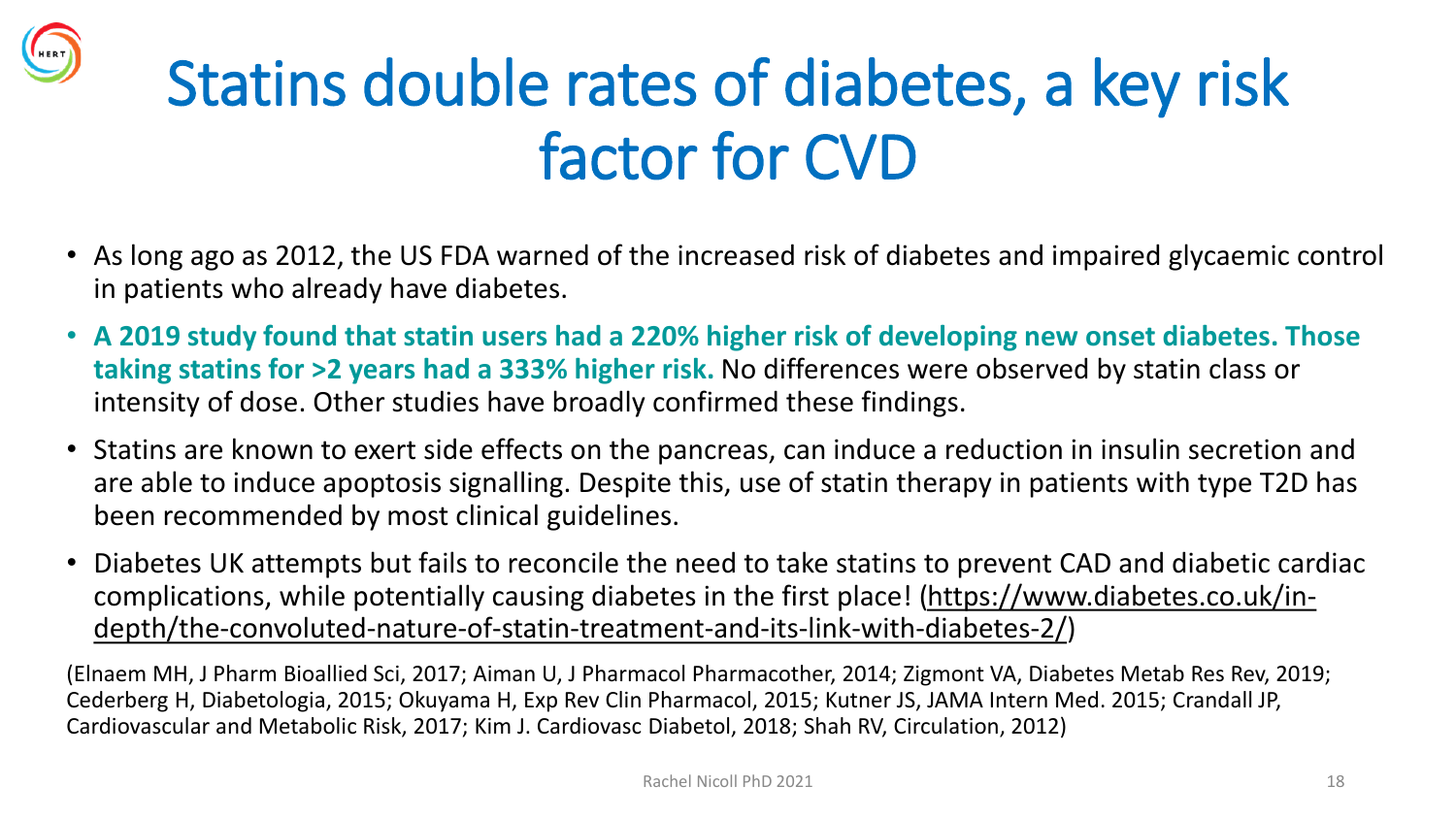# Statins double rates of diabetes, a key risk factor for CVD

- As long ago as 2012, the US FDA warned of the increased risk of diabetes and impaired glycaemic control in patients who already have diabetes.
- **A 2019 study found that statin users had a 220% higher risk of developing new onset diabetes. Those taking statins for >2 years had a 333% higher risk.** No differences were observed by statin class or intensity of dose. Other studies have broadly confirmed these findings.
- Statins are known to exert side effects on the pancreas, can induce a reduction in insulin secretion and are able to induce apoptosis signalling. Despite this, use of statin therapy in patients with type T2D has been recommended by most clinical guidelines.
- Diabetes UK attempts but fails to reconcile the need to take statins to prevent CAD and diabetic cardiac complications, while potentially causing diabetes in the first place! (https://www.diabetes.co.uk/in-depth/the-convoluted-nature-of-statin-treatment-and-its-link-with-diabetes-2/)

(Elnaem MH, J Pharm Bioallied Sci, 2017; Aiman U, J Pharmacol Pharmacother, 2014; Zigmont VA, Diabetes Metab Res Rev, 2019; Cederberg H, Diabetologia, 2015; Okuyama H, Exp Rev Clin Pharmacol, 2015; Kutner JS, JAMA Intern Med. 2015; Crandall JP, Cardiovascular and Metabolic Risk, 2017; Kim J. Cardiovasc Diabetol, 2018; Shah RV, Circulation, 2012)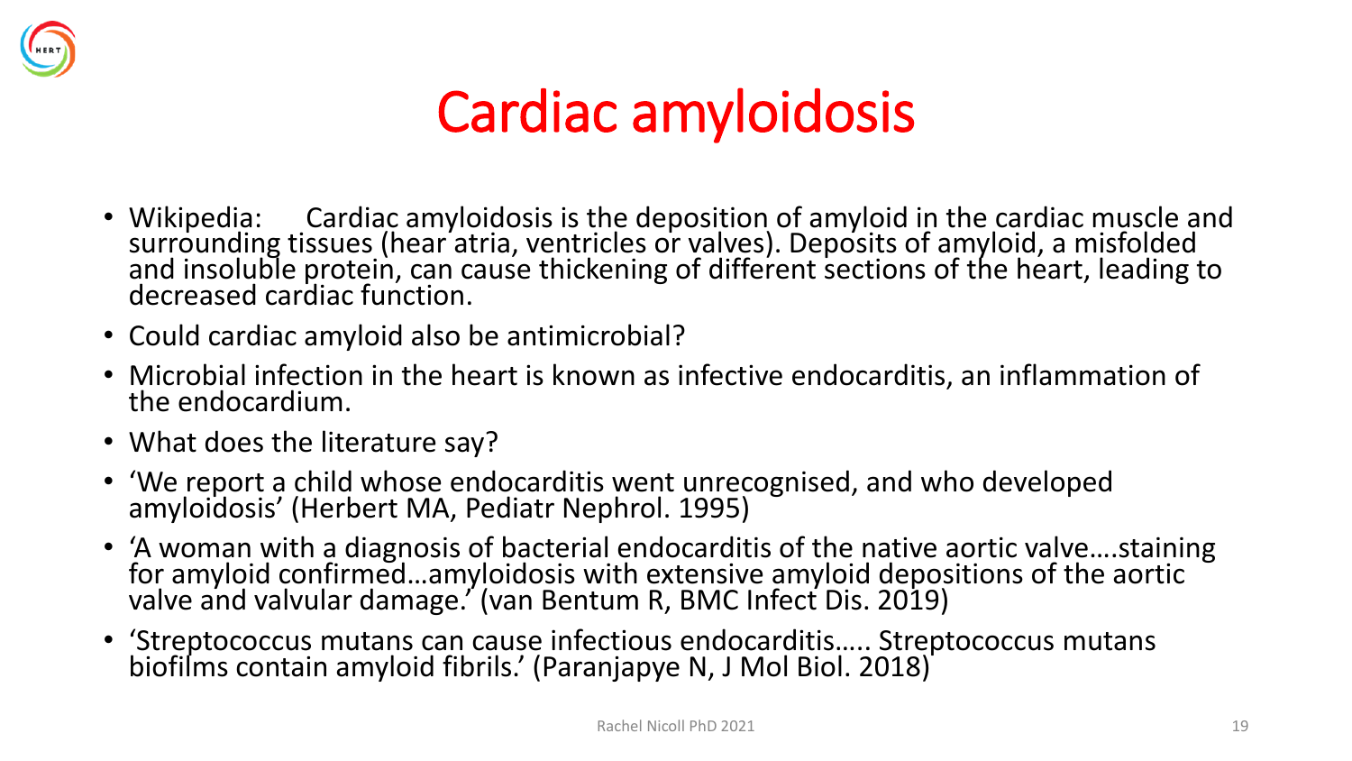# Cardiac amyloidosis

- Wikipedia: Cardiac amyloidosis is the deposition of amyloid in the cardiac muscle and surrounding tissues (hear atria, ventricles or valves). Deposits of amyloid, a misfolded and insoluble protein, can cause thickening of different sections of the heart, leading to decreased cardiac function.
- Could cardiac amyloid also be antimicrobial?
- Microbial infection in the heart is known as infective endocarditis, an inflammation of the endocardium.
- What does the literature say?
- 'We report a child whose endocarditis went unrecognised, and who developed amyloidosis' (Herbert MA, Pediatr Nephrol. 1995)
- 'A woman with a diagnosis of bacterial endocarditis of the native aortic valve….staining for amyloid confirmed…amyloidosis with extensive amyloid depositions of the aortic valve and valvular damage.' (van Bentum R, BMC Infect Dis. 2019)
- 'Streptococcus mutans can cause infectious endocarditis….. Streptococcus mutans biofilms contain amyloid fibrils.' (Paranjapye N, J Mol Biol. 2018)

Rachel Nicoll PhD 2021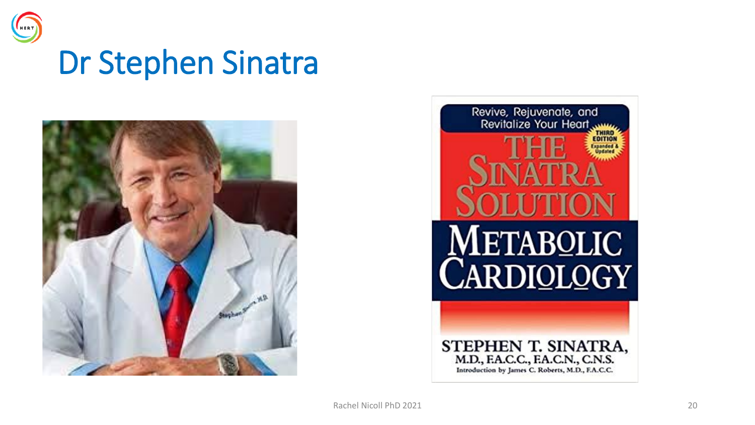# Dr Stephen Sinatra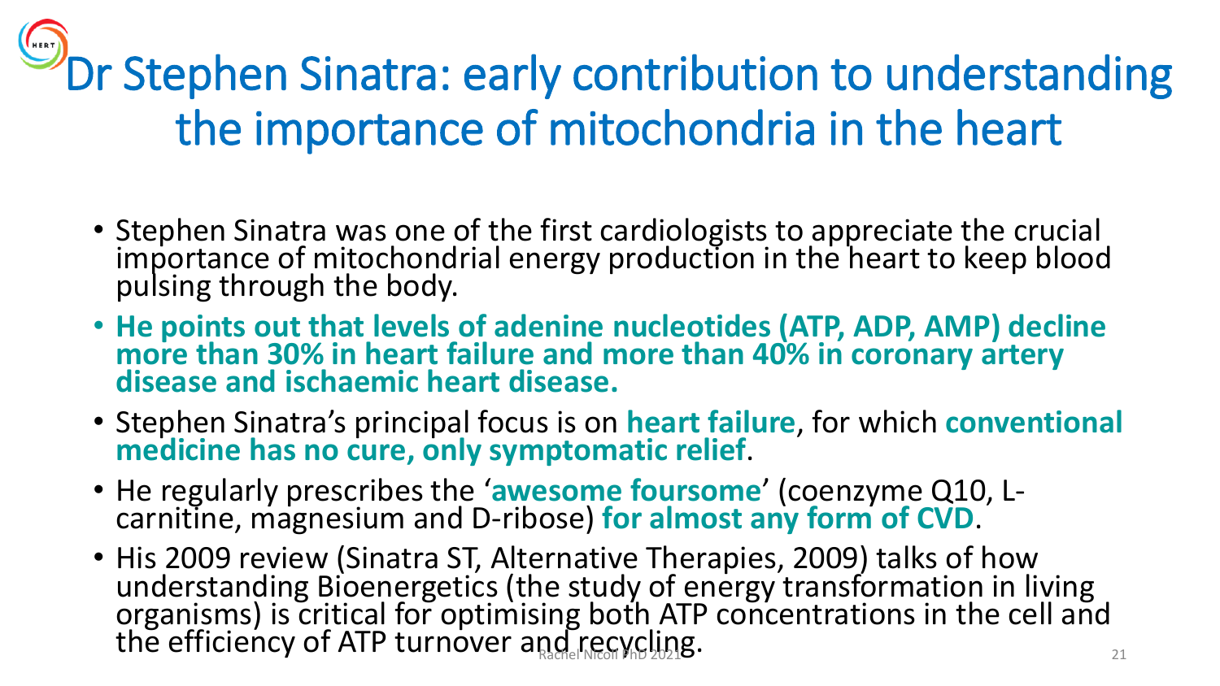# Dr Stephen Sinatra: early contribution to understanding the importance of mitochondria in the heart

- Stephen Sinatra was one of the first cardiologists to appreciate the crucial importance of mitochondrial energy production in the heart to keep blood pulsing through the body.
- **He points out that levels of adenine nucleotides (ATP, ADP, AMP) decline more than 30% in heart failure and more than 40% in coronary artery disease and ischaemic heart disease.**
- Stephen Sinatra's principal focus is on **heart failure**, for which **conventional medicine has no cure, only symptomatic relief**.
- He regularly prescribes the '**awesome foursome**' (coenzyme Q10, L-carnitine, magnesium and D-ribose) **for almost any form of CVD**.
- His 2009 review (Sinatra ST, Alternative Therapies, 2009) talks of how understanding Bioenergetics (the study of energy transformation in living organisms) is critical for optimising both ATP concentrations in the cell and the efficiency of ATP turnover and recycling.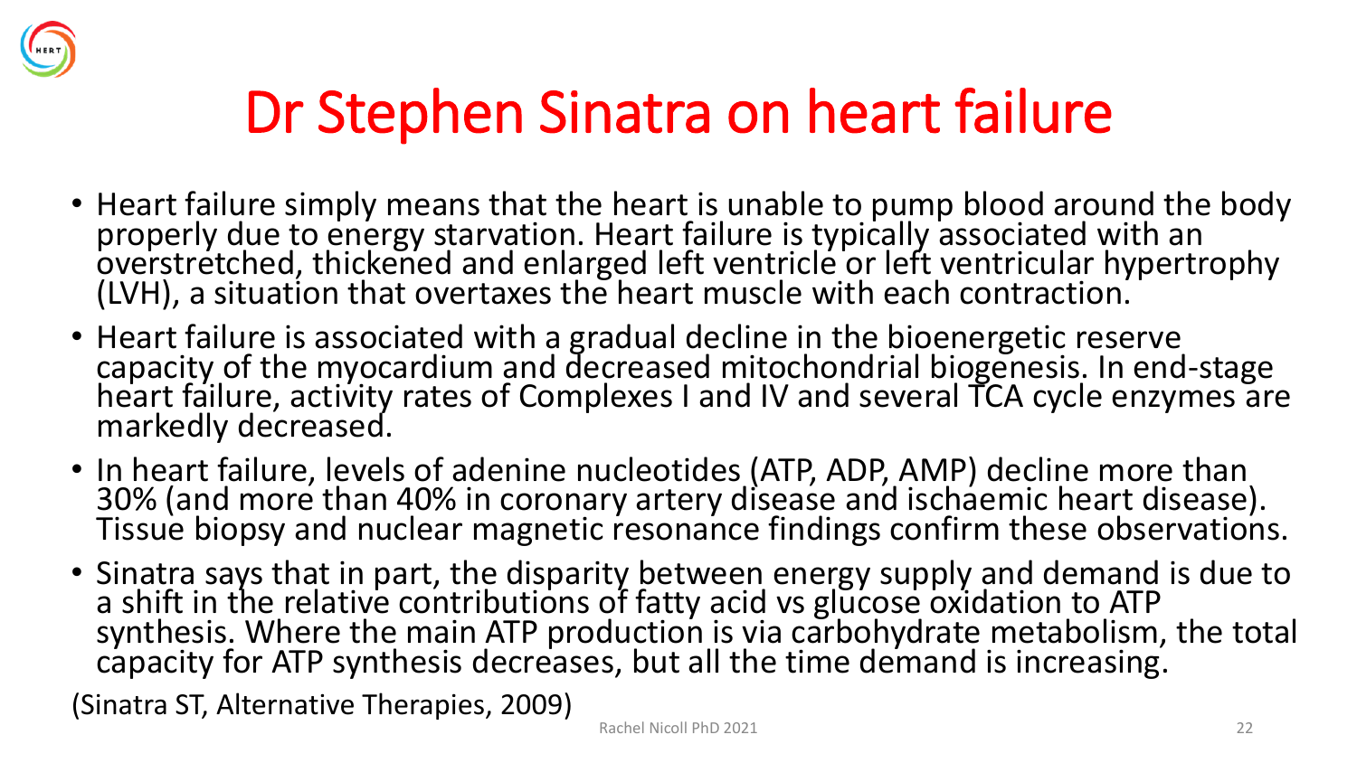# Dr Stephen Sinatra on heart failure

- Heart failure simply means that the heart is unable to pump blood around the body properly due to energy starvation. Heart failure is typically associated with an overstretched, thickened and enlarged left ventricle or left ventricular hypertrophy (LVH), a situation that overtaxes the heart muscle with each contraction.
- Heart failure is associated with a gradual decline in the bioenergetic reserve capacity of the myocardium and decreased mitochondrial biogenesis. In end-stage heart failure, activity rates of Complexes I and IV and several TCA cycle enzymes are markedly decreased.
- In heart failure, levels of adenine nucleotides (ATP, ADP, AMP) decline more than 30% (and more than 40% in coronary artery disease and ischaemic heart disease). Tissue biopsy and nuclear magnetic resonance findings confirm these observations.
- Sinatra says that in part, the disparity between energy supply and demand is due to a shift in the relative contributions of fatty acid vs glucose oxidation to ATP synthesis. Where the main ATP production is via carbohydrate metabolism, the total capacity for ATP synthesis decreases, but all the time demand is increasing.

(Sinatra ST, Alternative Therapies, 2009)

Rachel Nicoll PhD 2021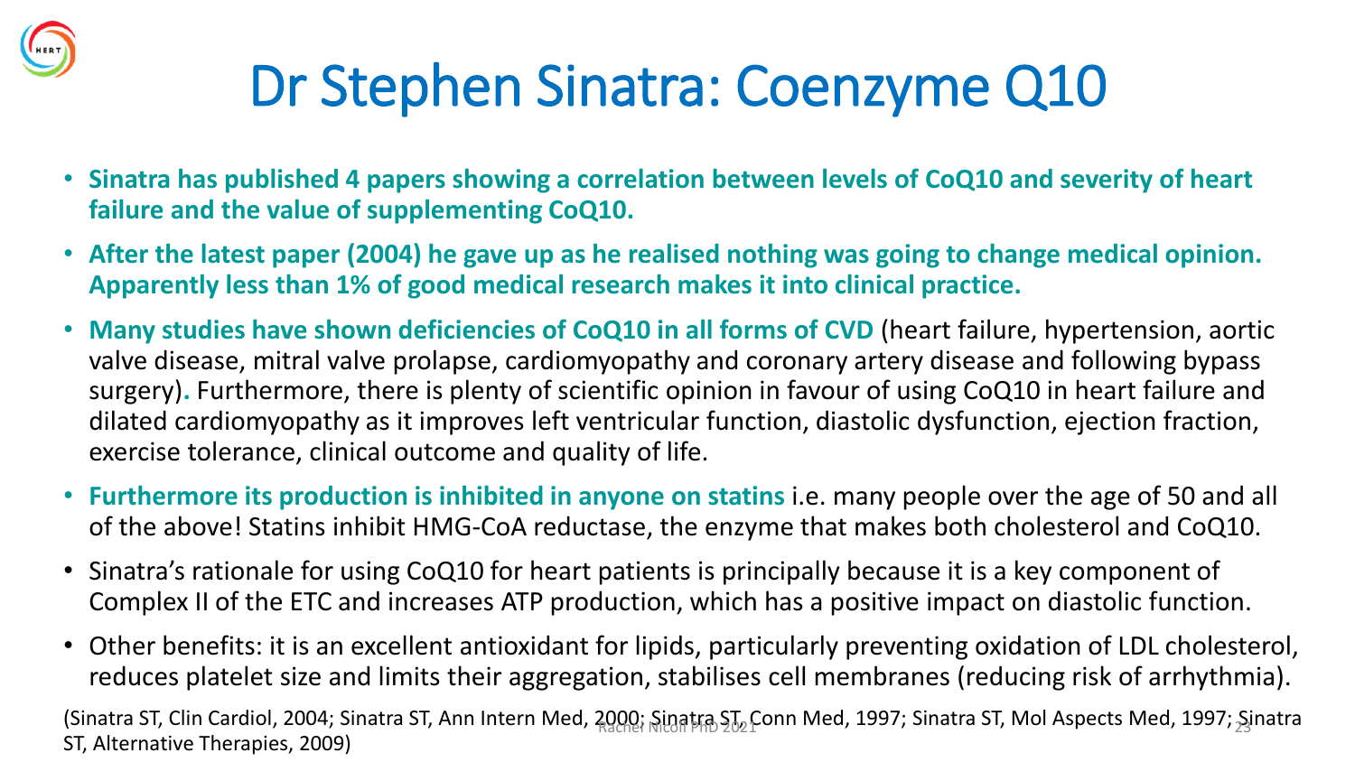# Dr Stephen Sinatra: Coenzyme Q10

- **Sinatra has published 4 papers showing a correlation between levels of CoQ10 and severity of heart failure and the value of supplementing CoQ10.**
- **After the latest paper (2004) he gave up as he realised nothing was going to change medical opinion. Apparently less than 1% of good medical research makes it into clinical practice.**
- **Many studies have shown deficiencies of CoQ10 in all forms of CVD** (heart failure, hypertension, aortic valve disease, mitral valve prolapse, cardiomyopathy and coronary artery disease and following bypass surgery)**.** Furthermore, there is plenty of scientific opinion in favour of using CoQ10 in heart failure and dilated cardiomyopathy as it improves left ventricular function, diastolic dysfunction, ejection fraction, exercise tolerance, clinical outcome and quality of life.
- **Furthermore its production is inhibited in anyone on statins** i.e. many people over the age of 50 and all of the above! Statins inhibit HMG-CoA reductase, the enzyme that makes both cholesterol and CoQ10.
- Sinatra's rationale for using CoQ10 for heart patients is principally because it is a key component of Complex II of the ETC and increases ATP production, which has a positive impact on diastolic function.
- Other benefits: it is an excellent antioxidant for lipids, particularly preventing oxidation of LDL cholesterol, reduces platelet size and limits their aggregation, stabilises cell membranes (reducing risk of arrhythmia).

(Sinatra ST, Clin Cardiol, 2004; Sinatra ST, Ann Intern Med, 2000; Sinatra ST, Conn Med, 1997; Sinatra ST, Mol Aspects Med, 1997; Sinatra ST, Alternative Therapies, 2009)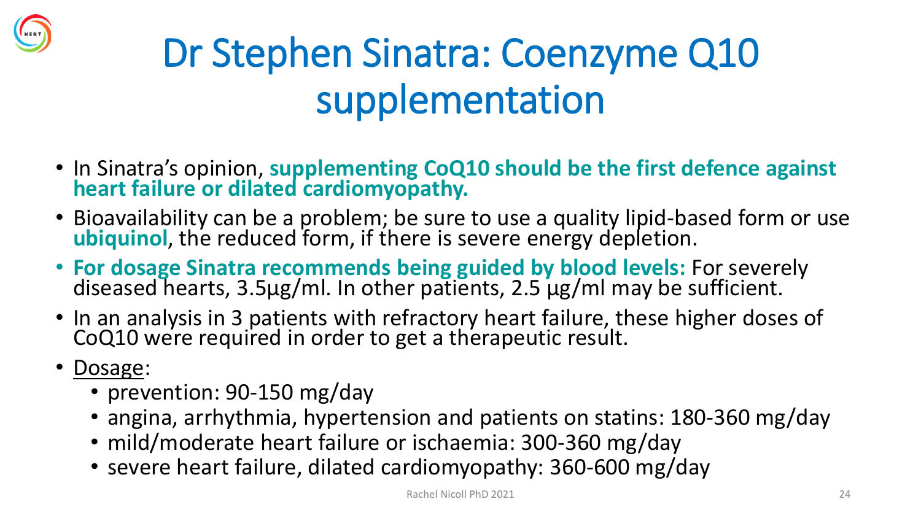# Dr Stephen Sinatra: Coenzyme Q10 supplementation

- In Sinatra's opinion, **supplementing CoQ10 should be the first defence against heart failure or dilated cardiomyopathy.**
- Bioavailability can be a problem; be sure to use a quality lipid-based form or use **ubiquinol**, the reduced form, if there is severe energy depletion.
- **For dosage Sinatra recommends being guided by blood levels:** For severely diseased hearts, 3.5µg/ml. In other patients, 2.5 µg/ml may be sufficient.
- In an analysis in 3 patients with refractory heart failure, these higher doses of CoQ10 were required in order to get a therapeutic result.
- Dosage:
  - prevention: 90-150 mg/day
  - angina, arrhythmia, hypertension and patients on statins: 180-360 mg/day
  - mild/moderate heart failure or ischaemia: 300-360 mg/day
  - severe heart failure, dilated cardiomyopathy: 360-600 mg/day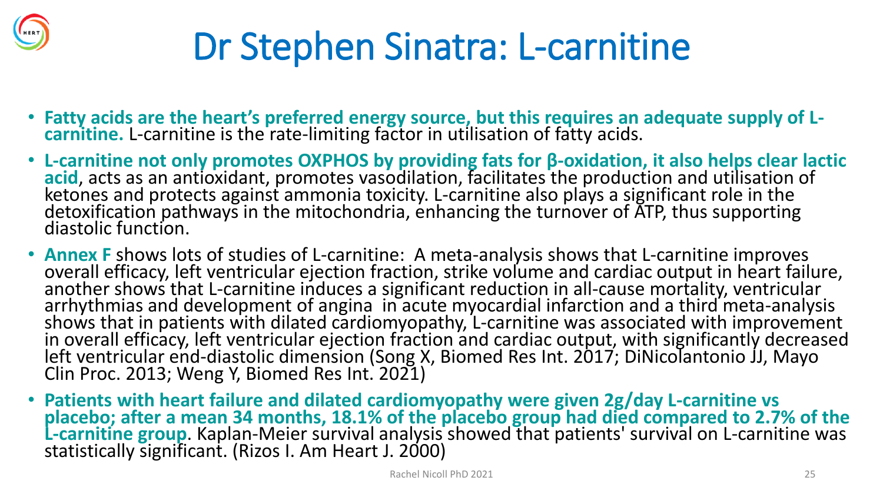# Dr Stephen Sinatra: L-carnitine

- **Fatty acids are the heart's preferred energy source, but this requires an adequate supply of L-carnitine.** L-carnitine is the rate-limiting factor in utilisation of fatty acids.
- **L-carnitine not only promotes OXPHOS by providing fats for β-oxidation, it also helps clear lactic acid**, acts as an antioxidant, promotes vasodilation, facilitates the production and utilisation of ketones and protects against ammonia toxicity. L-carnitine also plays a significant role in the detoxification pathways in the mitochondria, enhancing the turnover of ATP, thus supporting diastolic function.
- **Annex F** shows lots of studies of L-carnitine: A meta-analysis shows that L-carnitine improves overall efficacy, left ventricular ejection fraction, strike volume and cardiac output in heart failure, another shows that L-carnitine induces a significant reduction in all-cause mortality, ventricular arrhythmias and development of angina in acute myocardial infarction and a third meta-analysis shows that in patients with dilated cardiomyopathy, L-carnitine was associated with improvement in overall efficacy, left ventricular ejection fraction and cardiac output, with significantly decreased left ventricular end-diastolic dimension (Song X, Biomed Res Int. 2017; DiNicolantonio JJ, Mayo Clin Proc. 2013; Weng Y, Biomed Res Int. 2021)
- **Patients with heart failure and dilated cardiomyopathy were given 2g/day L-carnitine vs placebo; after a mean 34 months, 18.1% of the placebo group had died compared to 2.7% of the L-carnitine group**. Kaplan-Meier survival analysis showed that patients' survival on L-carnitine was statistically significant. (Rizos I. Am Heart J. 2000)

Rachel Nicoll PhD 2021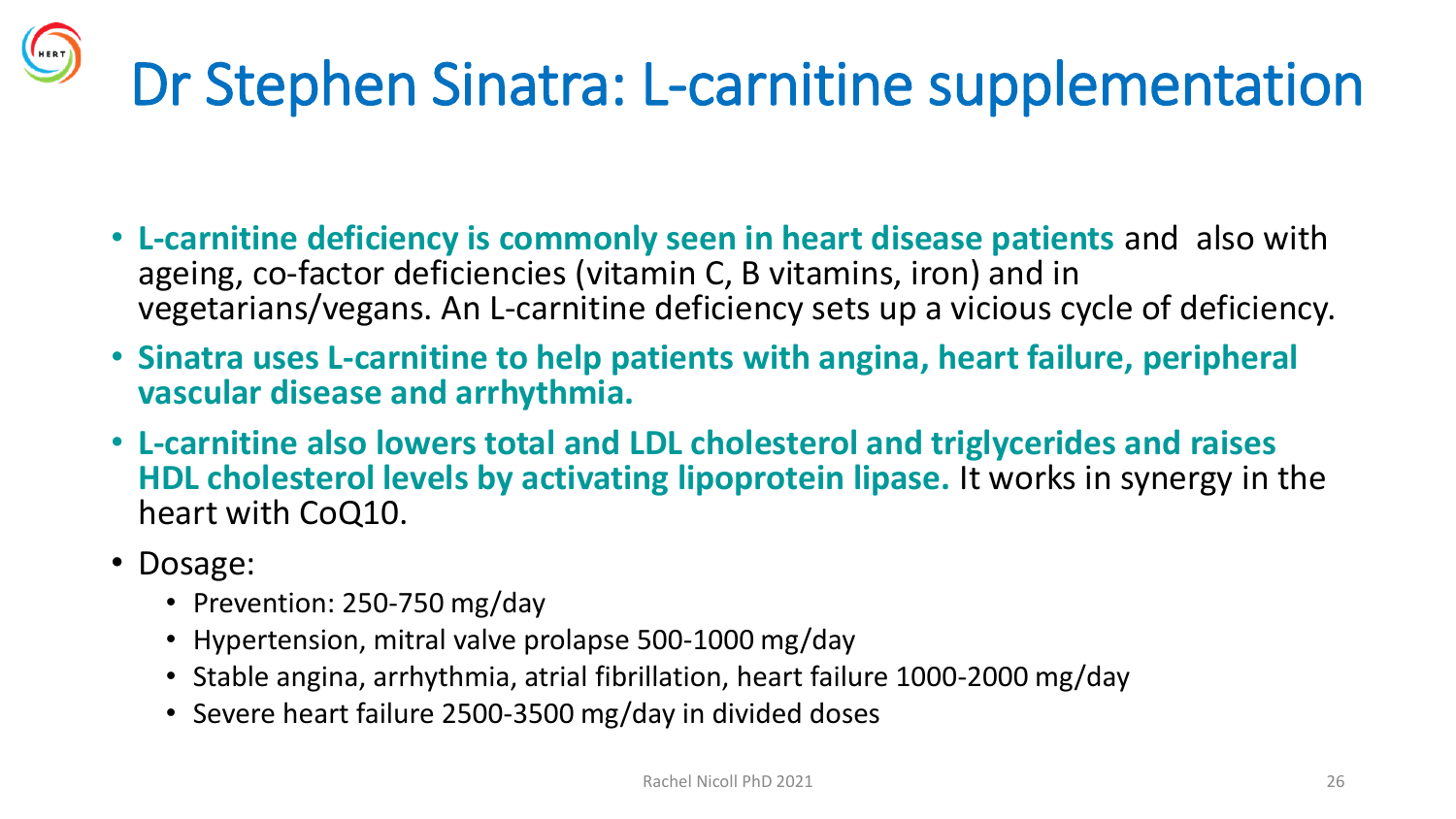# Dr Stephen Sinatra: L-carnitine supplementation

- **L-carnitine deficiency is commonly seen in heart disease patients** and also with ageing, co-factor deficiencies (vitamin C, B vitamins, iron) and in vegetarians/vegans. An L-carnitine deficiency sets up a vicious cycle of deficiency.
- **Sinatra uses L-carnitine to help patients with angina, heart failure, peripheral vascular disease and arrhythmia.**
- **L-carnitine also lowers total and LDL cholesterol and triglycerides and raises HDL cholesterol levels by activating lipoprotein lipase.** It works in synergy in the heart with CoQ10.
- Dosage:
  - Prevention: 250-750 mg/day
  - Hypertension, mitral valve prolapse 500-1000 mg/day
  - Stable angina, arrhythmia, atrial fibrillation, heart failure 1000-2000 mg/day
  - Severe heart failure 2500-3500 mg/day in divided doses

Rachel Nicoll PhD 2021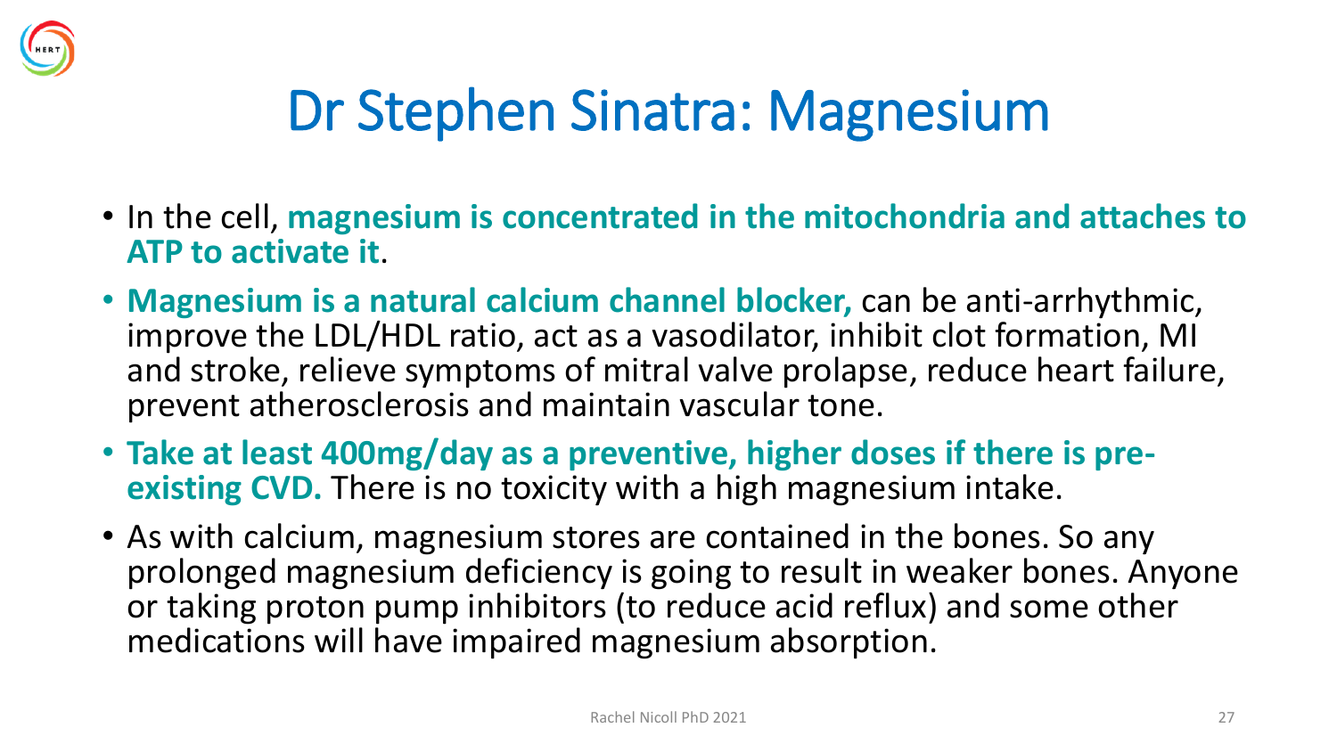# Dr Stephen Sinatra: Magnesium

- In the cell, **magnesium is concentrated in the mitochondria and attaches to ATP to activate it**.
- **Magnesium is a natural calcium channel blocker,** can be anti-arrhythmic, improve the LDL/HDL ratio, act as a vasodilator, inhibit clot formation, MI and stroke, relieve symptoms of mitral valve prolapse, reduce heart failure, prevent atherosclerosis and maintain vascular tone.
- **Take at least 400mg/day as a preventive, higher doses if there is pre-existing CVD.** There is no toxicity with a high magnesium intake.
- As with calcium, magnesium stores are contained in the bones. So any prolonged magnesium deficiency is going to result in weaker bones. Anyone or taking proton pump inhibitors (to reduce acid reflux) and some other medications will have impaired magnesium absorption.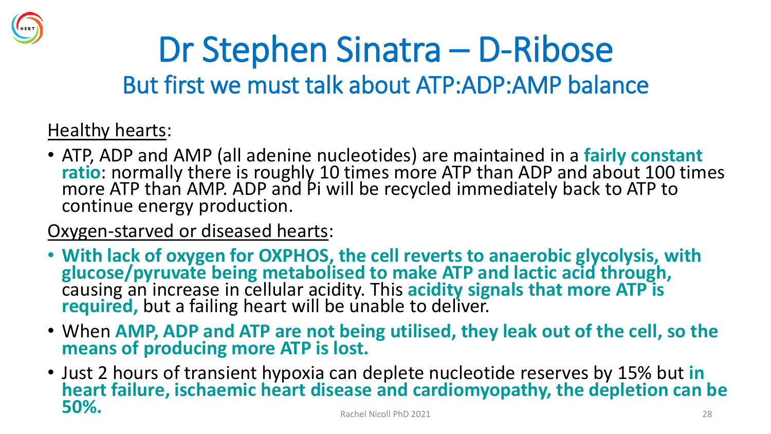# Dr Stephen Sinatra – D-Ribose

## But first we must talk about ATP:ADP:AMP balance

Healthy hearts:

- ATP, ADP and AMP (all adenine nucleotides) are maintained in a **fairly constant ratio**: normally there is roughly 10 times more ATP than ADP and about 100 times more ATP than AMP. ADP and Pi will be recycled immediately back to ATP to continue energy production.

Oxygen-starved or diseased hearts:

- **With lack of oxygen for OXPHOS, the cell reverts to anaerobic glycolysis, with glucose/pyruvate being metabolised to make ATP and lactic acid through,** causing an increase in cellular acidity. This **acidity signals that more ATP is required,** but a failing heart will be unable to deliver.
- When **AMP, ADP and ATP are not being utilised, they leak out of the cell, so the means of producing more ATP is lost.**
- Just 2 hours of transient hypoxia can deplete nucleotide reserves by 15% but **in heart failure, ischaemic heart disease and cardiomyopathy, the depletion can be 50%.**

Rachel Nicoll PhD 2021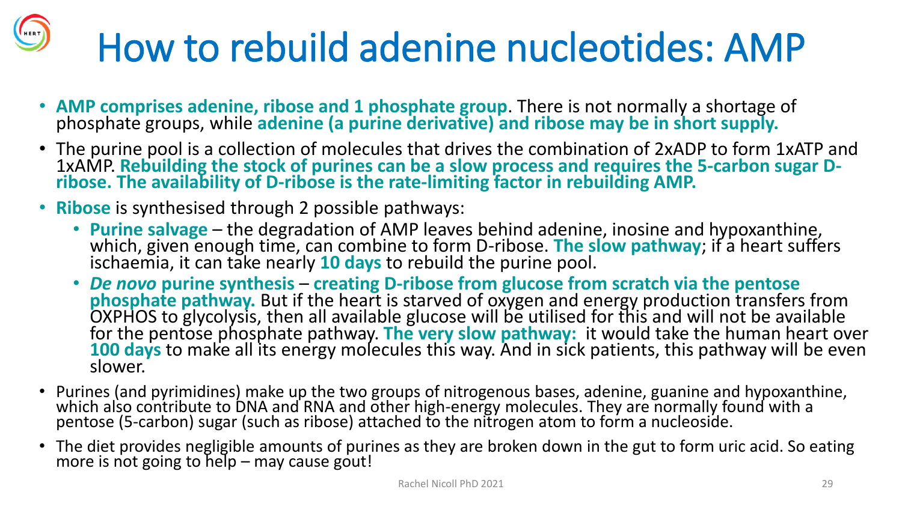# How to rebuild adenine nucleotides: AMP

- **AMP comprises adenine, ribose and 1 phosphate group**. There is not normally a shortage of phosphate groups, while **adenine (a purine derivative) and ribose may be in short supply.**
- The purine pool is a collection of molecules that drives the combination of 2xADP to form 1xATP and 1xAMP. **Rebuilding the stock of purines can be a slow process and requires the 5-carbon sugar D-ribose. The availability of D-ribose is the rate-limiting factor in rebuilding AMP.**
- **Ribose** is synthesised through 2 possible pathways:
  - **Purine salvage** – the degradation of AMP leaves behind adenine, inosine and hypoxanthine, which, given enough time, can combine to form D-ribose. **The slow pathway**; if a heart suffers ischaemia, it can take nearly **10 days** to rebuild the purine pool.
  - ***De novo* purine synthesis** – **creating D-ribose from glucose from scratch via the pentose phosphate pathway.** But if the heart is starved of oxygen and energy production transfers from OXPHOS to glycolysis, then all available glucose will be utilised for this and will not be available for the pentose phosphate pathway. **The very slow pathway:** it would take the human heart over **100 days** to make all its energy molecules this way. And in sick patients, this pathway will be even slower.
- Purines (and pyrimidines) make up the two groups of nitrogenous bases, adenine, guanine and hypoxanthine, which also contribute to DNA and RNA and other high-energy molecules. They are normally found with a pentose (5-carbon) sugar (such as ribose) attached to the nitrogen atom to form a nucleoside.
- The diet provides negligible amounts of purines as they are broken down in the gut to form uric acid. So eating more is not going to help – may cause gout!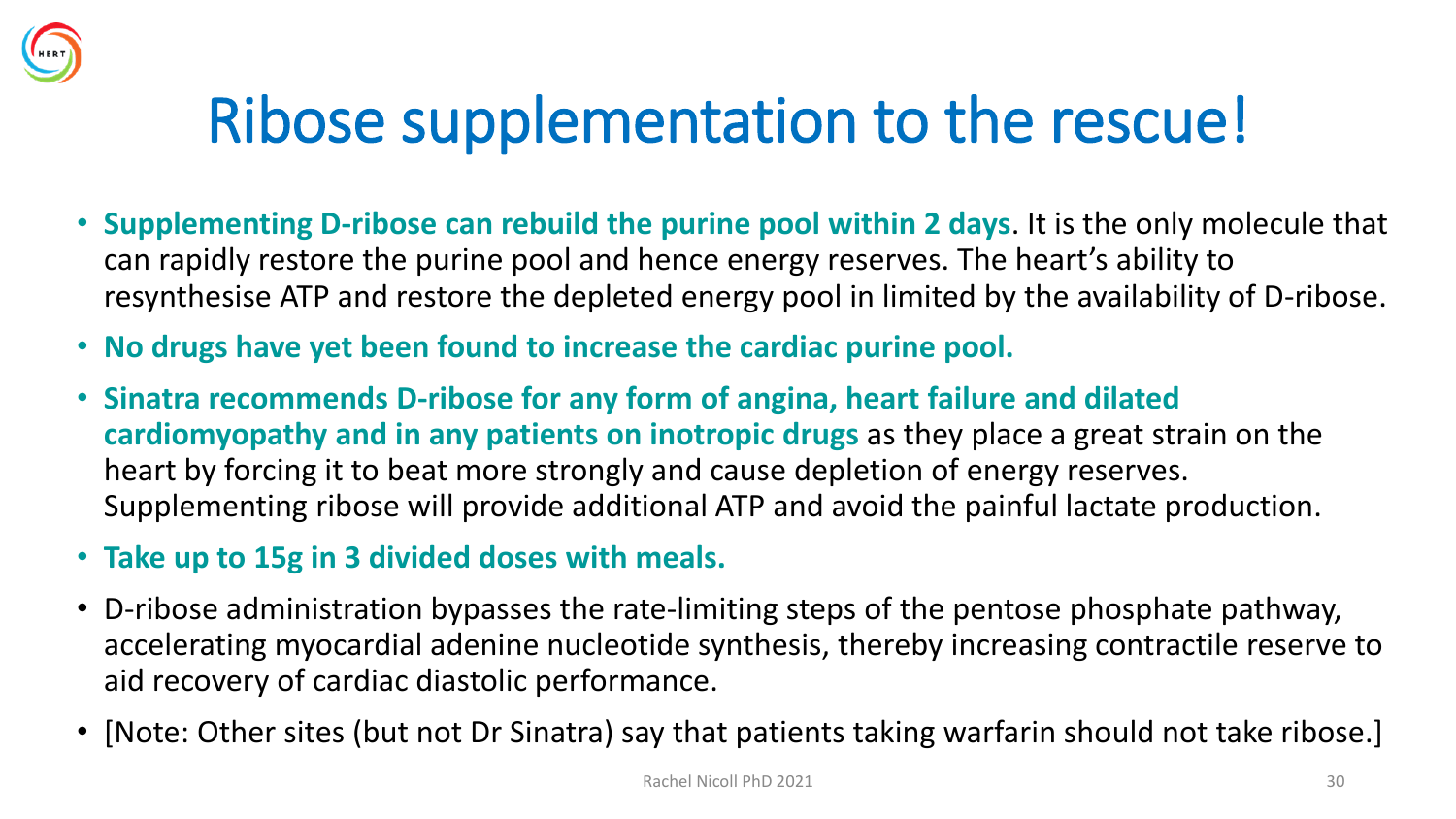# Ribose supplementation to the rescue!

- **Supplementing D-ribose can rebuild the purine pool within 2 days**. It is the only molecule that can rapidly restore the purine pool and hence energy reserves. The heart's ability to resynthesise ATP and restore the depleted energy pool in limited by the availability of D-ribose.
- **No drugs have yet been found to increase the cardiac purine pool.**
- **Sinatra recommends D-ribose for any form of angina, heart failure and dilated cardiomyopathy and in any patients on inotropic drugs** as they place a great strain on the heart by forcing it to beat more strongly and cause depletion of energy reserves. Supplementing ribose will provide additional ATP and avoid the painful lactate production.
- **Take up to 15g in 3 divided doses with meals.**
- D-ribose administration bypasses the rate-limiting steps of the pentose phosphate pathway, accelerating myocardial adenine nucleotide synthesis, thereby increasing contractile reserve to aid recovery of cardiac diastolic performance.
- [Note: Other sites (but not Dr Sinatra) say that patients taking warfarin should not take ribose.]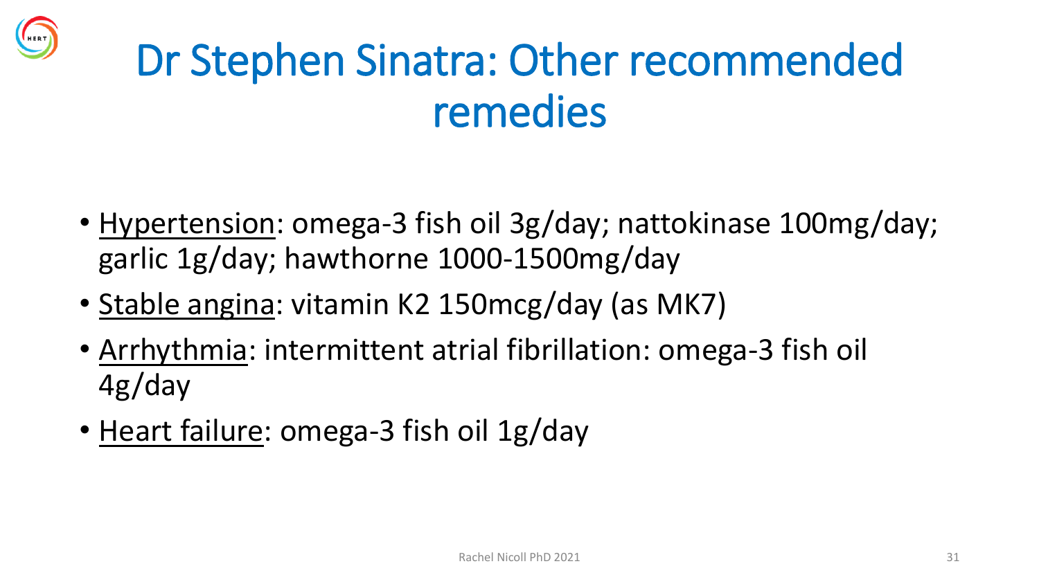# Dr Stephen Sinatra: Other recommended remedies

- Hypertension: omega-3 fish oil 3g/day; nattokinase 100mg/day; garlic 1g/day; hawthorne 1000-1500mg/day
- Stable angina: vitamin K2 150mcg/day (as MK7)
- Arrhythmia: intermittent atrial fibrillation: omega-3 fish oil 4g/day
- Heart failure: omega-3 fish oil 1g/day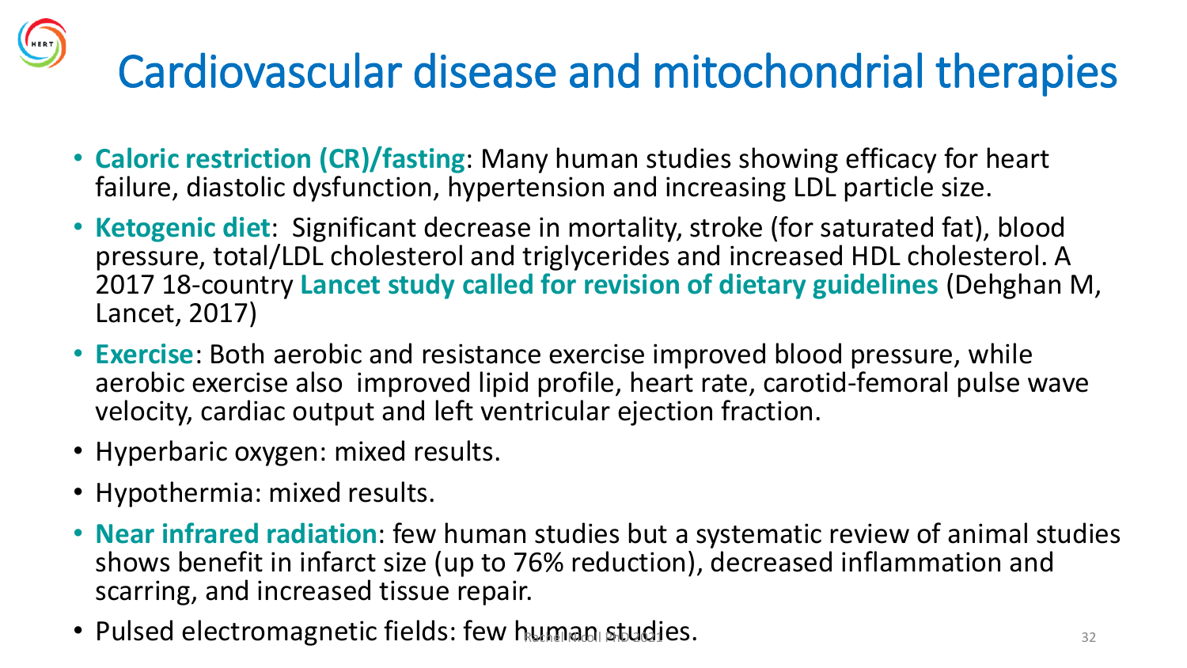# Cardiovascular disease and mitochondrial therapies

- **Caloric restriction (CR)/fasting**: Many human studies showing efficacy for heart failure, diastolic dysfunction, hypertension and increasing LDL particle size.
- **Ketogenic diet**: Significant decrease in mortality, stroke (for saturated fat), blood pressure, total/LDL cholesterol and triglycerides and increased HDL cholesterol. A 2017 18-country **Lancet study called for revision of dietary guidelines** (Dehghan M, Lancet, 2017)
- **Exercise**: Both aerobic and resistance exercise improved blood pressure, while aerobic exercise also improved lipid profile, heart rate, carotid-femoral pulse wave velocity, cardiac output and left ventricular ejection fraction.
- Hyperbaric oxygen: mixed results.
- Hypothermia: mixed results.
- **Near infrared radiation**: few human studies but a systematic review of animal studies shows benefit in infarct size (up to 76% reduction), decreased inflammation and scarring, and increased tissue repair.
- Pulsed electromagnetic fields: few human studies.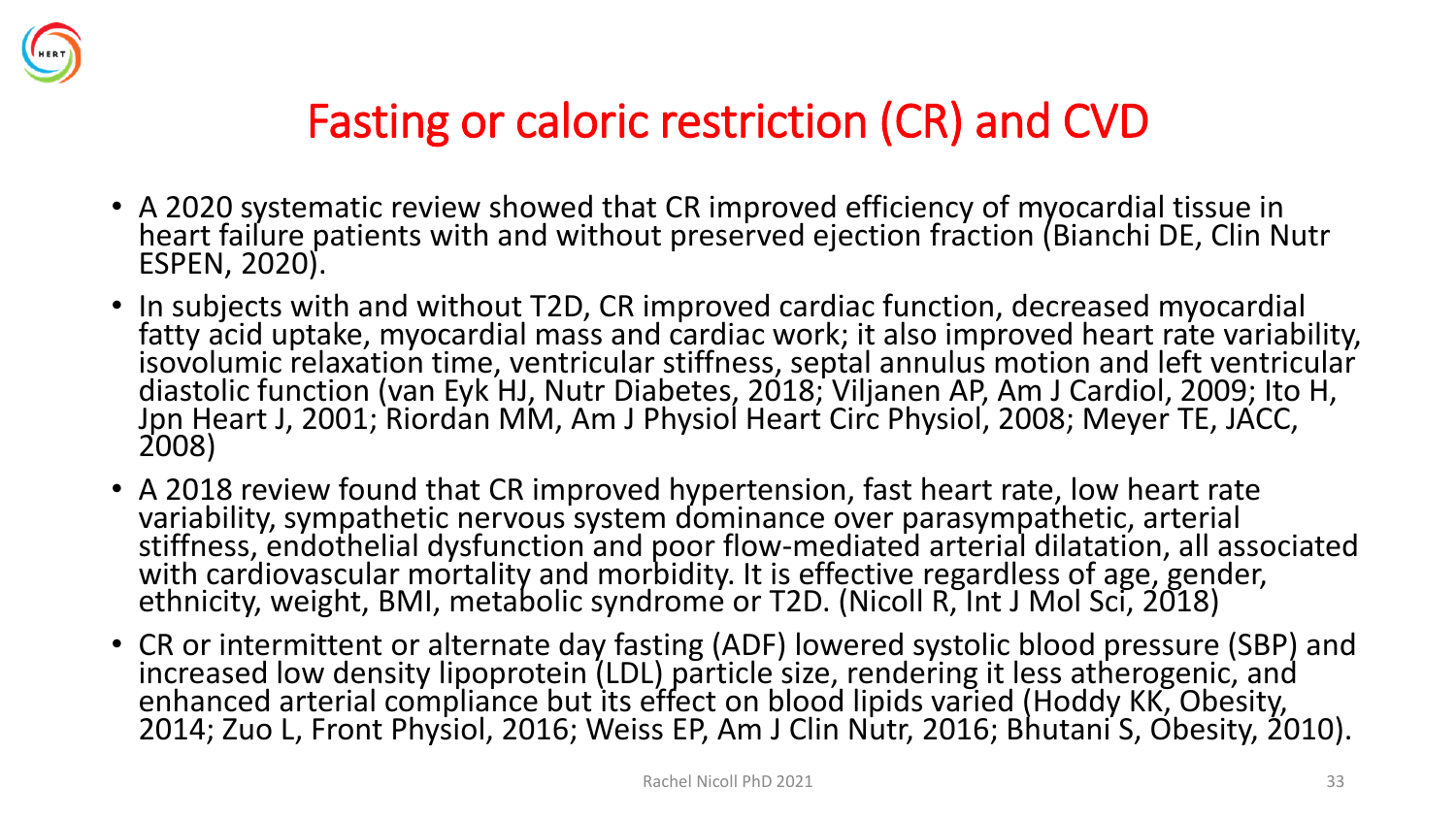# Fasting or caloric restriction (CR) and CVD

- A 2020 systematic review showed that CR improved efficiency of myocardial tissue in heart failure patients with and without preserved ejection fraction (Bianchi DE, Clin Nutr ESPEN, 2020).
- In subjects with and without T2D, CR improved cardiac function, decreased myocardial fatty acid uptake, myocardial mass and cardiac work; it also improved heart rate variability, isovolumic relaxation time, ventricular stiffness, septal annulus motion and left ventricular diastolic function (van Eyk HJ, Nutr Diabetes, 2018; Viljanen AP, Am J Cardiol, 2009; Ito H, Jpn Heart J, 2001; Riordan MM, Am J Physiol Heart Circ Physiol, 2008; Meyer TE, JACC, 2008)
- A 2018 review found that CR improved hypertension, fast heart rate, low heart rate variability, sympathetic nervous system dominance over parasympathetic, arterial stiffness, endothelial dysfunction and poor flow-mediated arterial dilatation, all associated with cardiovascular mortality and morbidity. It is effective regardless of age, gender, ethnicity, weight, BMI, metabolic syndrome or T2D. (Nicoll R, Int J Mol Sci, 2018)
- CR or intermittent or alternate day fasting (ADF) lowered systolic blood pressure (SBP) and increased low density lipoprotein (LDL) particle size, rendering it less atherogenic, and enhanced arterial compliance but its effect on blood lipids varied (Hoddy KK, Obesity, 2014; Zuo L, Front Physiol, 2016; Weiss EP, Am J Clin Nutr, 2016; Bhutani S, Obesity, 2010).

Rachel Nicoll PhD 2021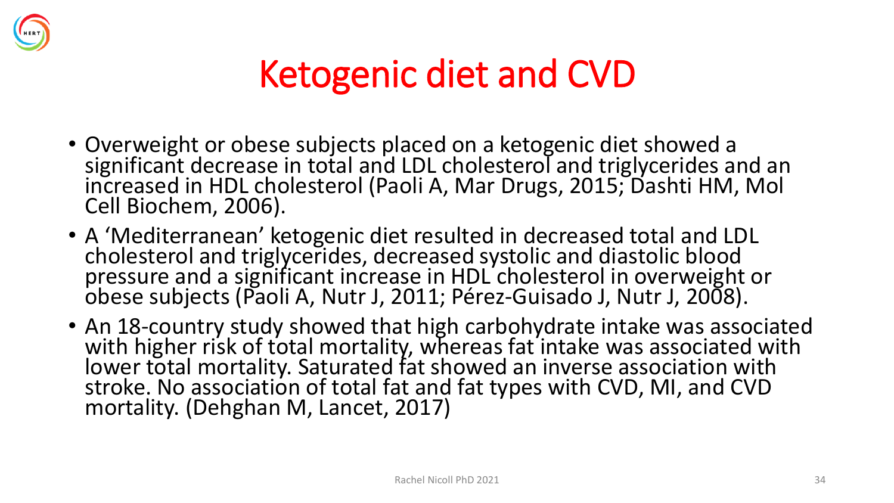# Ketogenic diet and CVD

- Overweight or obese subjects placed on a ketogenic diet showed a significant decrease in total and LDL cholesterol and triglycerides and an increased in HDL cholesterol (Paoli A, Mar Drugs, 2015; Dashti HM, Mol Cell Biochem, 2006).
- A 'Mediterranean' ketogenic diet resulted in decreased total and LDL cholesterol and triglycerides, decreased systolic and diastolic blood pressure and a significant increase in HDL cholesterol in overweight or obese subjects (Paoli A, Nutr J, 2011; Pérez-Guisado J, Nutr J, 2008).
- An 18-country study showed that high carbohydrate intake was associated with higher risk of total mortality, whereas fat intake was associated with lower total mortality. Saturated fat showed an inverse association with stroke. No association of total fat and fat types with CVD, MI, and CVD mortality. (Dehghan M, Lancet, 2017)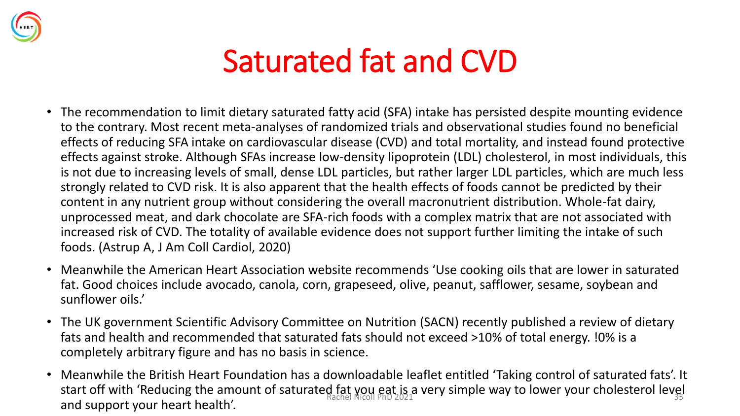# Saturated fat and CVD

- The recommendation to limit dietary saturated fatty acid (SFA) intake has persisted despite mounting evidence to the contrary. Most recent meta-analyses of randomized trials and observational studies found no beneficial effects of reducing SFA intake on cardiovascular disease (CVD) and total mortality, and instead found protective effects against stroke. Although SFAs increase low-density lipoprotein (LDL) cholesterol, in most individuals, this is not due to increasing levels of small, dense LDL particles, but rather larger LDL particles, which are much less strongly related to CVD risk. It is also apparent that the health effects of foods cannot be predicted by their content in any nutrient group without considering the overall macronutrient distribution. Whole-fat dairy, unprocessed meat, and dark chocolate are SFA-rich foods with a complex matrix that are not associated with increased risk of CVD. The totality of available evidence does not support further limiting the intake of such foods. (Astrup A, J Am Coll Cardiol, 2020)
- Meanwhile the American Heart Association website recommends 'Use cooking oils that are lower in saturated fat. Good choices include avocado, canola, corn, grapeseed, olive, peanut, safflower, sesame, soybean and sunflower oils.'
- The UK government Scientific Advisory Committee on Nutrition (SACN) recently published a review of dietary fats and health and recommended that saturated fats should not exceed >10% of total energy. !0% is a completely arbitrary figure and has no basis in science.
- Meanwhile the British Heart Foundation has a downloadable leaflet entitled 'Taking control of saturated fats'. It start off with 'Reducing the amount of saturated fat you eat is a very simple way to lower your cholesterol level and support your heart health'.

Rachel Nicoll PhD 2021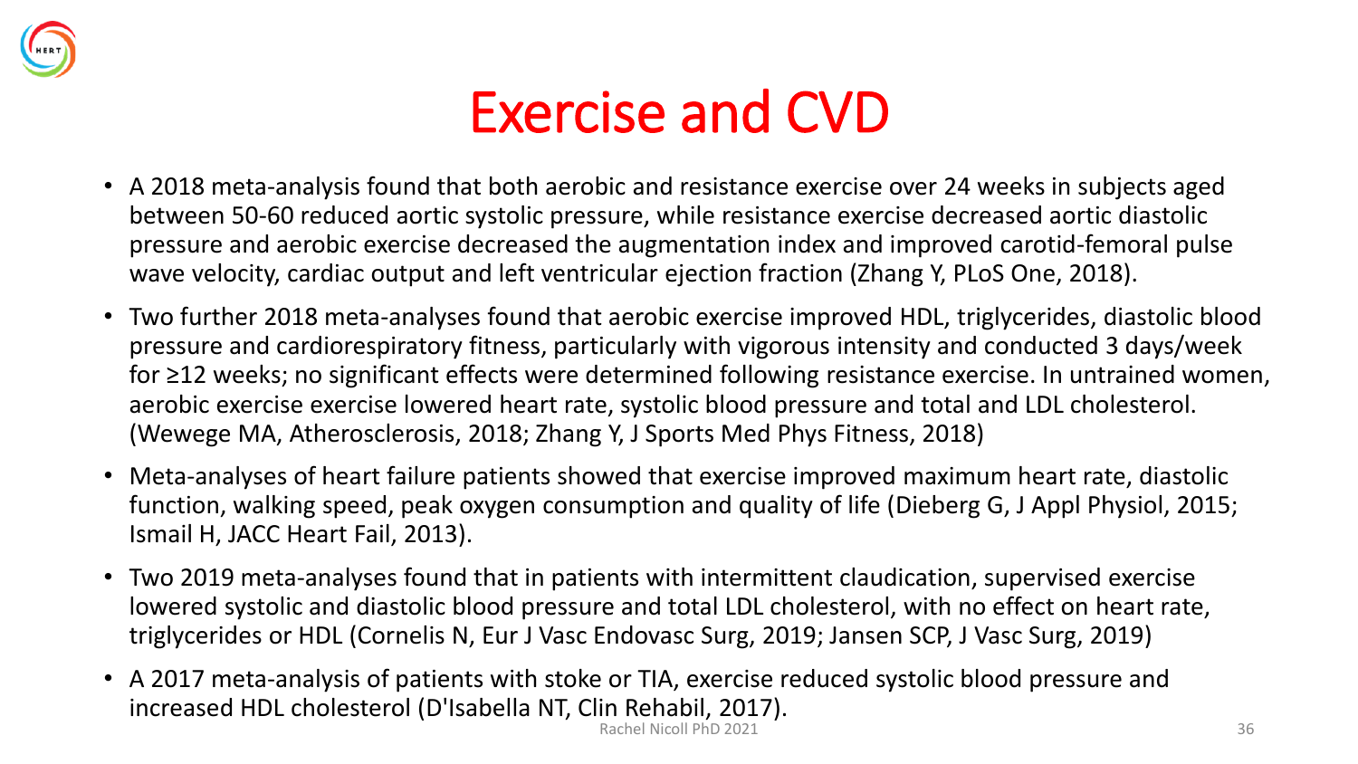# Exercise and CVD

- A 2018 meta-analysis found that both aerobic and resistance exercise over 24 weeks in subjects aged between 50-60 reduced aortic systolic pressure, while resistance exercise decreased aortic diastolic pressure and aerobic exercise decreased the augmentation index and improved carotid-femoral pulse wave velocity, cardiac output and left ventricular ejection fraction (Zhang Y, PLoS One, 2018).
- Two further 2018 meta-analyses found that aerobic exercise improved HDL, triglycerides, diastolic blood pressure and cardiorespiratory fitness, particularly with vigorous intensity and conducted 3 days/week for ≥12 weeks; no significant effects were determined following resistance exercise. In untrained women, aerobic exercise exercise lowered heart rate, systolic blood pressure and total and LDL cholesterol. (Wewege MA, Atherosclerosis, 2018; Zhang Y, J Sports Med Phys Fitness, 2018)
- Meta-analyses of heart failure patients showed that exercise improved maximum heart rate, diastolic function, walking speed, peak oxygen consumption and quality of life (Dieberg G, J Appl Physiol, 2015; Ismail H, JACC Heart Fail, 2013).
- Two 2019 meta-analyses found that in patients with intermittent claudication, supervised exercise lowered systolic and diastolic blood pressure and total LDL cholesterol, with no effect on heart rate, triglycerides or HDL (Cornelis N, Eur J Vasc Endovasc Surg, 2019; Jansen SCP, J Vasc Surg, 2019)
- A 2017 meta-analysis of patients with stoke or TIA, exercise reduced systolic blood pressure and increased HDL cholesterol (D'Isabella NT, Clin Rehabil, 2017).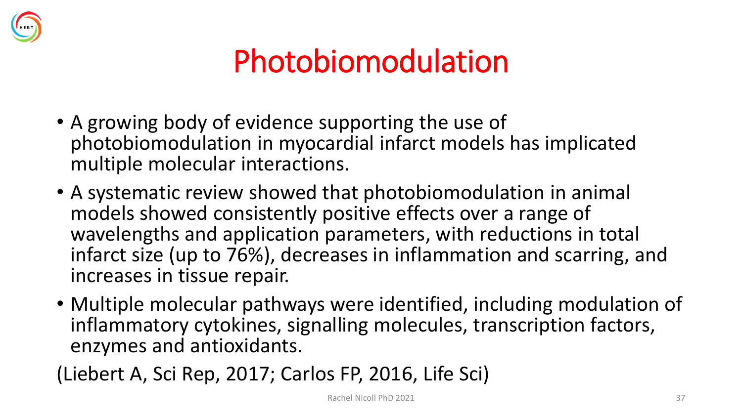# Photobiomodulation

- A growing body of evidence supporting the use of photobiomodulation in myocardial infarct models has implicated multiple molecular interactions.
- A systematic review showed that photobiomodulation in animal models showed consistently positive effects over a range of wavelengths and application parameters, with reductions in total infarct size (up to 76%), decreases in inflammation and scarring, and increases in tissue repair.
- Multiple molecular pathways were identified, including modulation of inflammatory cytokines, signalling molecules, transcription factors, enzymes and antioxidants.

(Liebert A, Sci Rep, 2017; Carlos FP, 2016, Life Sci)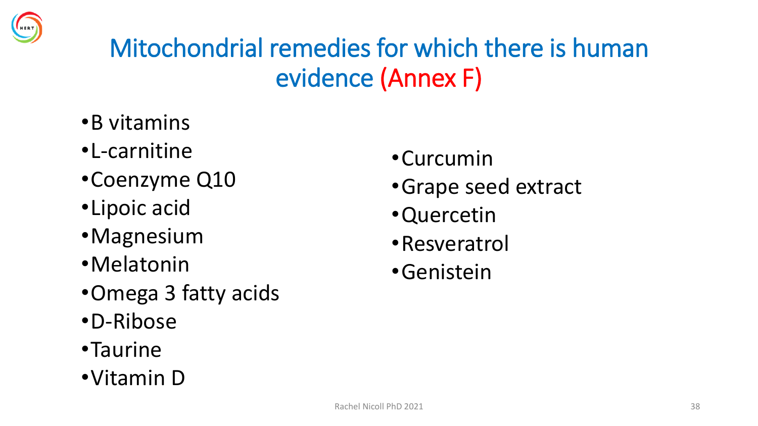# Mitochondrial remedies for which there is human evidence (Annex F)

- B vitamins
- L-carnitine
- Coenzyme Q10
- Lipoic acid
- Magnesium
- Melatonin
- Omega 3 fatty acids
- D-Ribose
- Taurine
- Vitamin D
- Curcumin
- Grape seed extract
- Quercetin
- Resveratrol
- Genistein

Rachel Nicoll PhD 2021